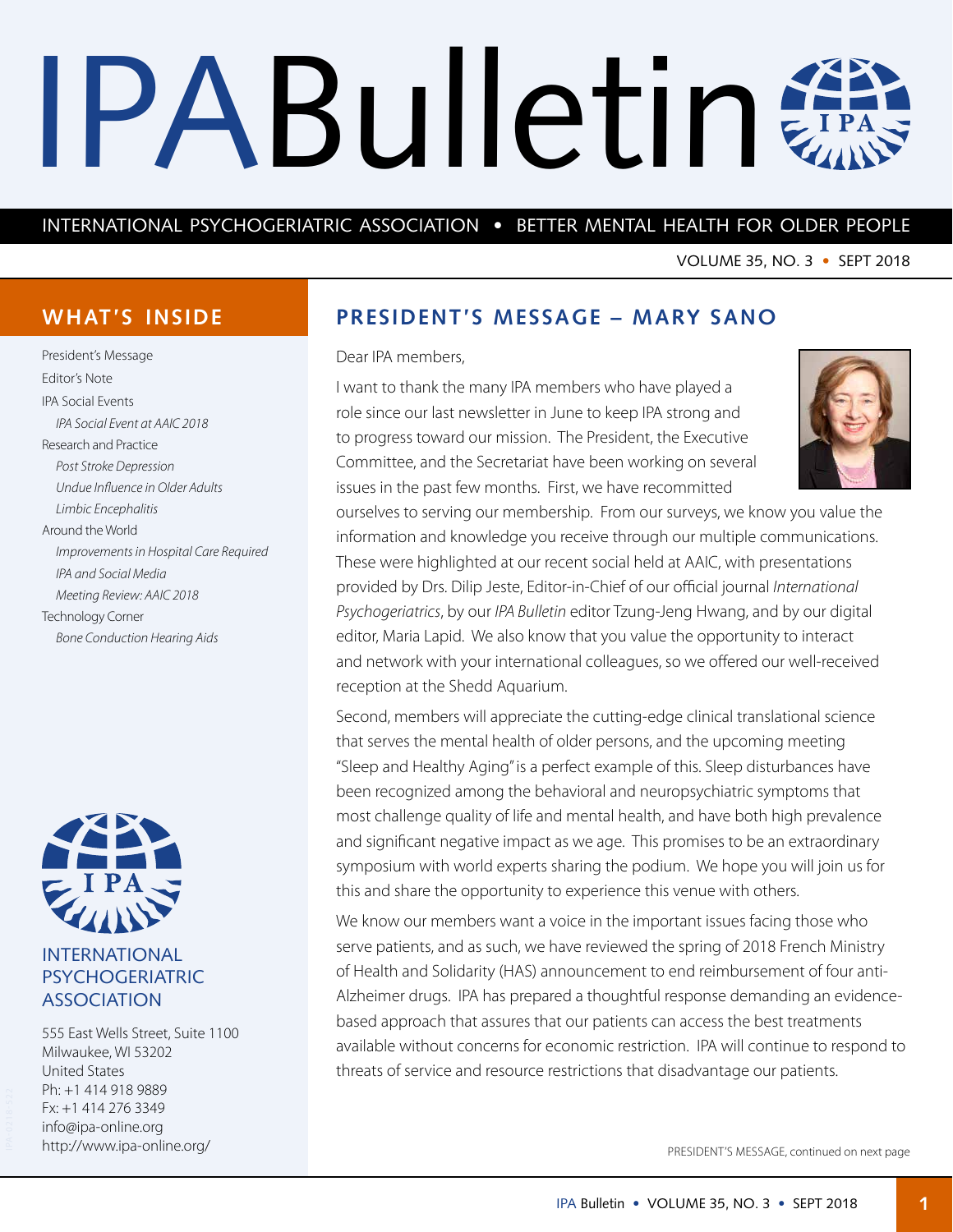# IPA Bulletin

INTERNATIONAL PSYCHOGERIATRIC ASSOCIATION • BETTER MENTAL HEALTH FOR OLDER PEOPLE

VOLUME 35, NO. 3 • SEPT 2018

## WHAT'S INSIDE

- President's Message
- Editor's Note
- IPA Social Events
  - *IPA Social Event at AAIC 2018*
- Research and Practice
  - *Post Stroke Depression*
  - *Undue Influence in Older Adults*
  - *Limbic Encephalitis*
- Around the World
  - *Improvements in Hospital Care Required*
  - *IPA and Social Media*
  - *Meeting Review: AAIC 2018*
- Technology Corner
  - *Bone Conduction Hearing Aids*

INTERNATIONAL PSYCHOGERIATRIC ASSOCIATION

555 East Wells Street, Suite 1100
Milwaukee, WI 53202
United States
Ph: +1 414 918 9889
Fx: +1 414 276 3349
info@ipa-online.org
http://www.ipa-online.org/

## PRESIDENT'S MESSAGE – MARY SANO

Dear IPA members,

I want to thank the many IPA members who have played a role since our last newsletter in June to keep IPA strong and to progress toward our mission. The President, the Executive Committee, and the Secretariat have been working on several issues in the past few months. First, we have recommitted ourselves to serving our membership. From our surveys, we know you value the information and knowledge you receive through our multiple communications. These were highlighted at our recent social held at AAIC, with presentations provided by Drs. Dilip Jeste, Editor-in-Chief of our official journal *International Psychogeriatrics*, by our *IPA Bulletin* editor Tzung-Jeng Hwang, and by our digital editor, Maria Lapid. We also know that you value the opportunity to interact and network with your international colleagues, so we offered our well-received reception at the Shedd Aquarium.

Second, members will appreciate the cutting-edge clinical translational science that serves the mental health of older persons, and the upcoming meeting "Sleep and Healthy Aging" is a perfect example of this. Sleep disturbances have been recognized among the behavioral and neuropsychiatric symptoms that most challenge quality of life and mental health, and have both high prevalence and significant negative impact as we age. This promises to be an extraordinary symposium with world experts sharing the podium. We hope you will join us for this and share the opportunity to experience this venue with others.

We know our members want a voice in the important issues facing those who serve patients, and as such, we have reviewed the spring of 2018 French Ministry of Health and Solidarity (HAS) announcement to end reimbursement of four anti-Alzheimer drugs. IPA has prepared a thoughtful response demanding an evidence-based approach that assures that our patients can access the best treatments available without concerns for economic restriction. IPA will continue to respond to threats of service and resource restrictions that disadvantage our patients.

PRESIDENT'S MESSAGE, continued on next page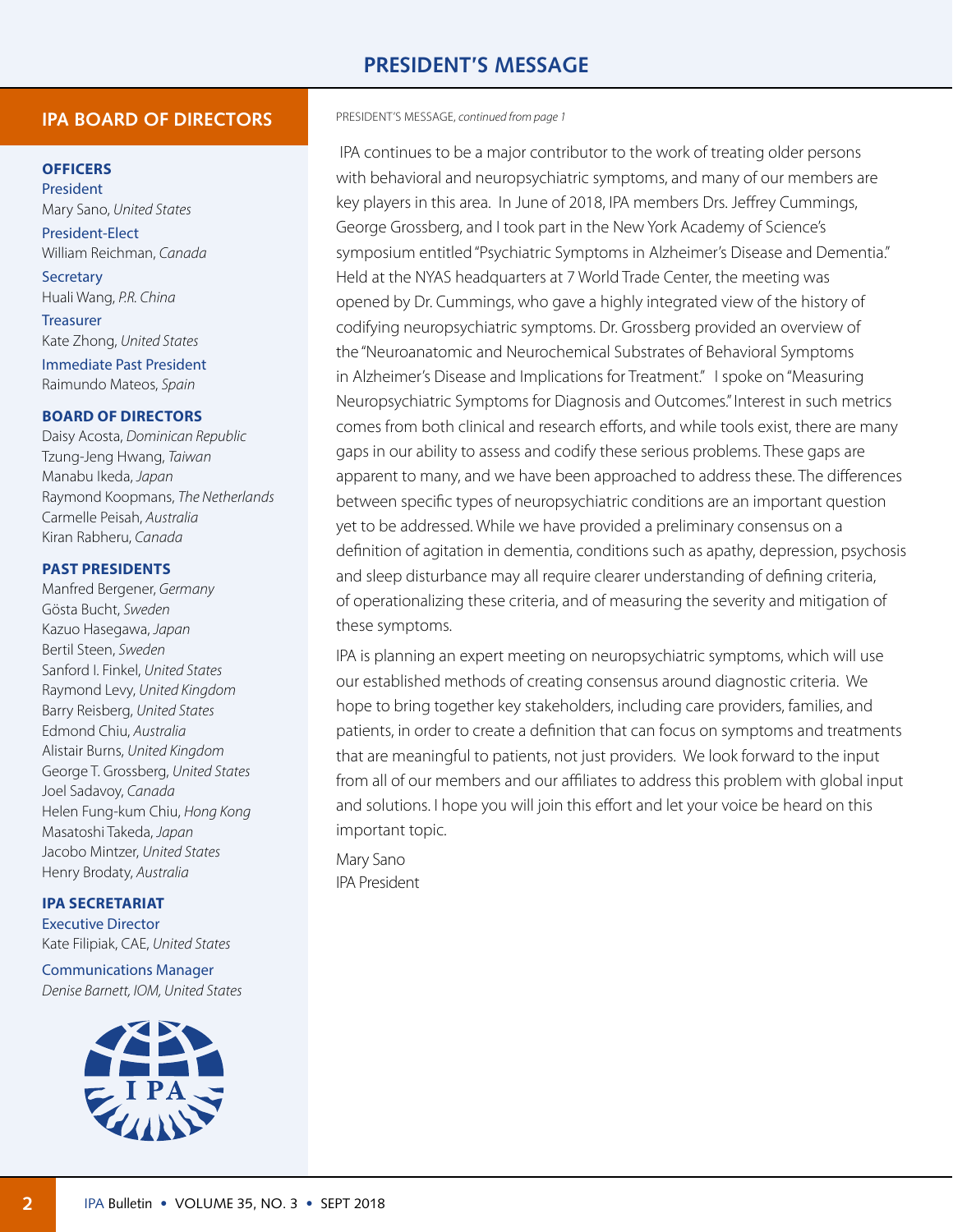# PRESIDENT'S MESSAGE

## IPA BOARD OF DIRECTORS

### OFFICERS

President
Mary Sano, *United States*

President-Elect
William Reichman, *Canada*

Secretary
Huali Wang, *P.R. China*

Treasurer
Kate Zhong, *United States*

Immediate Past President
Raimundo Mateos, *Spain*

### BOARD OF DIRECTORS

Daisy Acosta, *Dominican Republic*
Tzung-Jeng Hwang, *Taiwan*
Manabu Ikeda, *Japan*
Raymond Koopmans, *The Netherlands*
Carmelle Peisah, *Australia*
Kiran Rabheru, *Canada*

### PAST PRESIDENTS

Manfred Bergener, *Germany*
Gösta Bucht, *Sweden*
Kazuo Hasegawa, *Japan*
Bertil Steen, *Sweden*
Sanford I. Finkel, *United States*
Raymond Levy, *United Kingdom*
Barry Reisberg, *United States*
Edmond Chiu, *Australia*
Alistair Burns, *United Kingdom*
George T. Grossberg, *United States*
Joel Sadavoy, *Canada*
Helen Fung-kum Chiu, *Hong Kong*
Masatoshi Takeda, *Japan*
Jacobo Mintzer, *United States*
Henry Brodaty, *Australia*

### IPA SECRETARIAT

Executive Director
Kate Filipiak, CAE, *United States*

Communications Manager
*Denise Barnett, IOM, United States*

---

PRESIDENT'S MESSAGE, *continued from page 1*

IPA continues to be a major contributor to the work of treating older persons with behavioral and neuropsychiatric symptoms, and many of our members are key players in this area. In June of 2018, IPA members Drs. Jeffrey Cummings, George Grossberg, and I took part in the New York Academy of Science's symposium entitled "Psychiatric Symptoms in Alzheimer's Disease and Dementia." Held at the NYAS headquarters at 7 World Trade Center, the meeting was opened by Dr. Cummings, who gave a highly integrated view of the history of codifying neuropsychiatric symptoms. Dr. Grossberg provided an overview of the "Neuroanatomic and Neurochemical Substrates of Behavioral Symptoms in Alzheimer's Disease and Implications for Treatment." I spoke on "Measuring Neuropsychiatric Symptoms for Diagnosis and Outcomes." Interest in such metrics comes from both clinical and research efforts, and while tools exist, there are many gaps in our ability to assess and codify these serious problems. These gaps are apparent to many, and we have been approached to address these. The differences between specific types of neuropsychiatric conditions are an important question yet to be addressed. While we have provided a preliminary consensus on a definition of agitation in dementia, conditions such as apathy, depression, psychosis and sleep disturbance may all require clearer understanding of defining criteria, of operationalizing these criteria, and of measuring the severity and mitigation of these symptoms.

IPA is planning an expert meeting on neuropsychiatric symptoms, which will use our established methods of creating consensus around diagnostic criteria. We hope to bring together key stakeholders, including care providers, families, and patients, in order to create a definition that can focus on symptoms and treatments that are meaningful to patients, not just providers. We look forward to the input from all of our members and our affiliates to address this problem with global input and solutions. I hope you will join this effort and let your voice be heard on this important topic.

Mary Sano
IPA President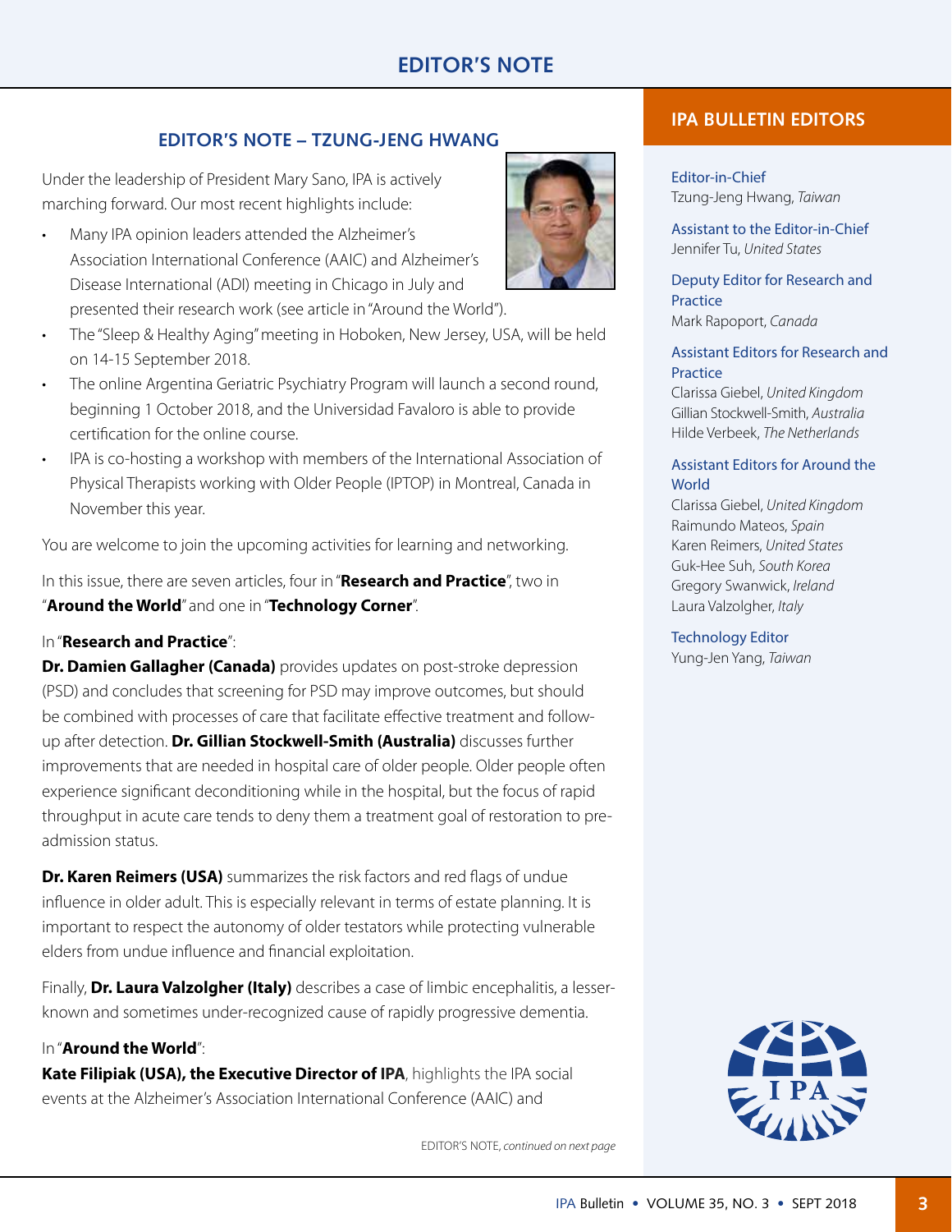# EDITOR'S NOTE

## EDITOR'S NOTE – TZUNG-JENG HWANG

Under the leadership of President Mary Sano, IPA is actively marching forward. Our most recent highlights include:

- Many IPA opinion leaders attended the Alzheimer's Association International Conference (AAIC) and Alzheimer's Disease International (ADI) meeting in Chicago in July and presented their research work (see article in "Around the World").
- The "Sleep & Healthy Aging" meeting in Hoboken, New Jersey, USA, will be held on 14-15 September 2018.
- The online Argentina Geriatric Psychiatry Program will launch a second round, beginning 1 October 2018, and the Universidad Favaloro is able to provide certification for the online course.
- IPA is co-hosting a workshop with members of the International Association of Physical Therapists working with Older People (IPTOP) in Montreal, Canada in November this year.

You are welcome to join the upcoming activities for learning and networking.

In this issue, there are seven articles, four in "**Research and Practice**", two in "**Around the World**" and one in "**Technology Corner**".

In "**Research and Practice**":

**Dr. Damien Gallagher (Canada)** provides updates on post-stroke depression (PSD) and concludes that screening for PSD may improve outcomes, but should be combined with processes of care that facilitate effective treatment and follow-up after detection. **Dr. Gillian Stockwell-Smith (Australia)** discusses further improvements that are needed in hospital care of older people. Older people often experience significant deconditioning while in the hospital, but the focus of rapid throughput in acute care tends to deny them a treatment goal of restoration to pre-admission status.

**Dr. Karen Reimers (USA)** summarizes the risk factors and red flags of undue influence in older adult. This is especially relevant in terms of estate planning. It is important to respect the autonomy of older testators while protecting vulnerable elders from undue influence and financial exploitation.

Finally, **Dr. Laura Valzolgher (Italy)** describes a case of limbic encephalitis, a lesser-known and sometimes under-recognized cause of rapidly progressive dementia.

In "**Around the World**":

**Kate Filipiak (USA), the Executive Director of IPA**, highlights the IPA social events at the Alzheimer's Association International Conference (AAIC) and

EDITOR'S NOTE, *continued on next page*

## IPA BULLETIN EDITORS

**Editor-in-Chief**
Tzung-Jeng Hwang, *Taiwan*

**Assistant to the Editor-in-Chief**
Jennifer Tu, *United States*

**Deputy Editor for Research and Practice**
Mark Rapoport, *Canada*

**Assistant Editors for Research and Practice**
Clarissa Giebel, *United Kingdom*
Gillian Stockwell-Smith, *Australia*
Hilde Verbeek, *The Netherlands*

**Assistant Editors for Around the World**
Clarissa Giebel, *United Kingdom*
Raimundo Mateos, *Spain*
Karen Reimers, *United States*
Guk-Hee Suh, *South Korea*
Gregory Swanwick, *Ireland*
Laura Valzolgher, *Italy*

**Technology Editor**
Yung-Jen Yang, *Taiwan*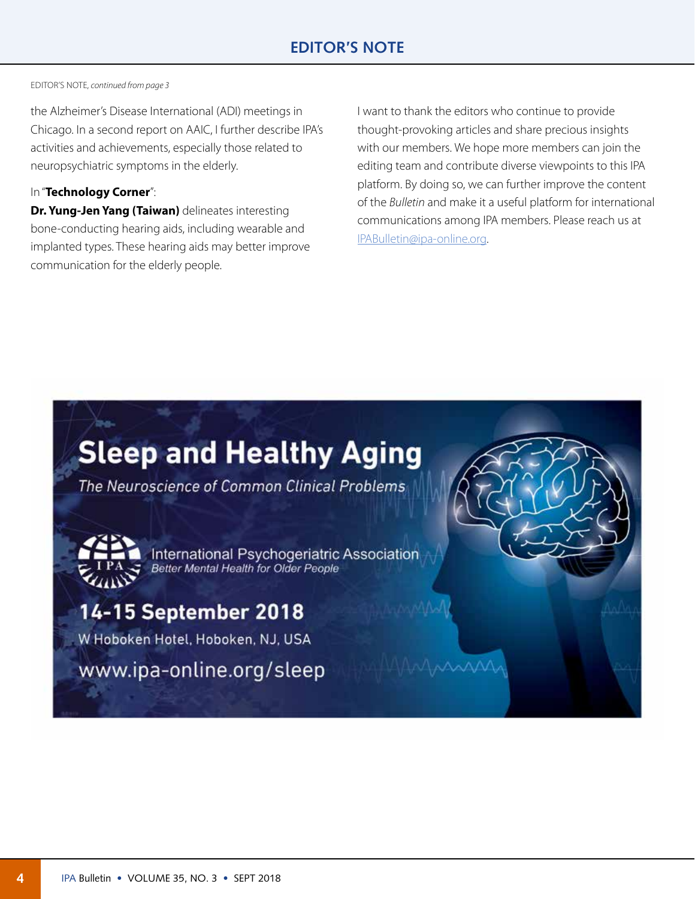## EDITOR'S NOTE

EDITOR'S NOTE, *continued from page 3*

the Alzheimer's Disease International (ADI) meetings in Chicago. In a second report on AAIC, I further describe IPA's activities and achievements, especially those related to neuropsychiatric symptoms in the elderly.

In "**Technology Corner**":
**Dr. Yung-Jen Yang (Taiwan)** delineates interesting bone-conducting hearing aids, including wearable and implanted types. These hearing aids may better improve communication for the elderly people.

I want to thank the editors who continue to provide thought-provoking articles and share precious insights with our members. We hope more members can join the editing team and contribute diverse viewpoints to this IPA platform. By doing so, we can further improve the content of the *Bulletin* and make it a useful platform for international communications among IPA members. Please reach us at IPABulletin@ipa-online.org.

**Sleep and Healthy Aging**

*The Neuroscience of Common Clinical Problems*

International Psychogeriatric Association
*Better Mental Health for Older People*

**14-15 September 2018**

W Hoboken Hotel, Hoboken, NJ, USA

www.ipa-online.org/sleep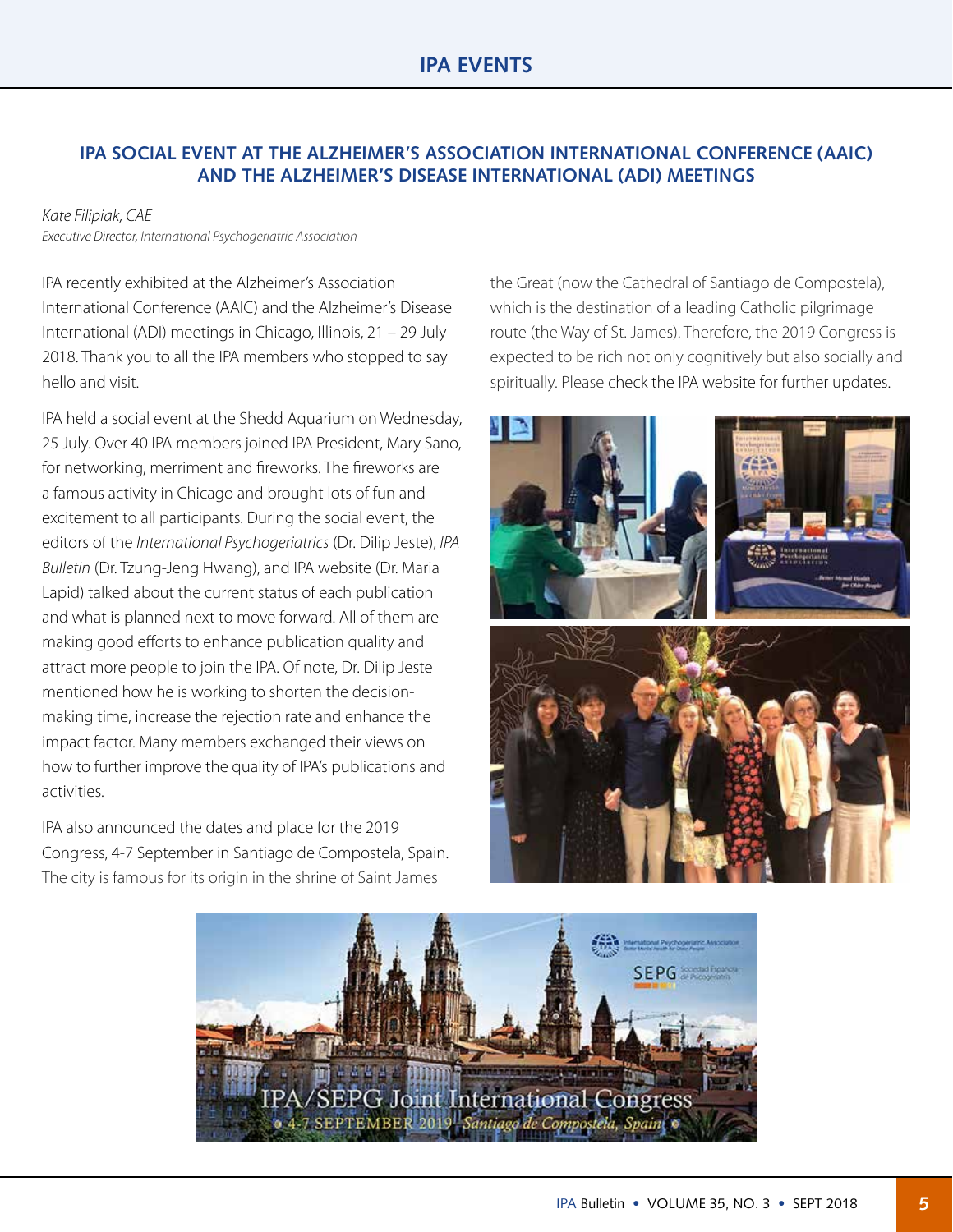## IPA SOCIAL EVENT AT THE ALZHEIMER'S ASSOCIATION INTERNATIONAL CONFERENCE (AAIC) AND THE ALZHEIMER'S DISEASE INTERNATIONAL (ADI) MEETINGS

*Kate Filipiak, CAE*
*Executive Director, International Psychogeriatric Association*

IPA recently exhibited at the Alzheimer's Association International Conference (AAIC) and the Alzheimer's Disease International (ADI) meetings in Chicago, Illinois, 21 – 29 July 2018. Thank you to all the IPA members who stopped to say hello and visit.

IPA held a social event at the Shedd Aquarium on Wednesday, 25 July. Over 40 IPA members joined IPA President, Mary Sano, for networking, merriment and fireworks. The fireworks are a famous activity in Chicago and brought lots of fun and excitement to all participants. During the social event, the editors of the *International Psychogeriatrics* (Dr. Dilip Jeste), *IPA Bulletin* (Dr. Tzung-Jeng Hwang), and IPA website (Dr. Maria Lapid) talked about the current status of each publication and what is planned next to move forward. All of them are making good efforts to enhance publication quality and attract more people to join the IPA. Of note, Dr. Dilip Jeste mentioned how he is working to shorten the decision-making time, increase the rejection rate and enhance the impact factor. Many members exchanged their views on how to further improve the quality of IPA's publications and activities.

IPA also announced the dates and place for the 2019 Congress, 4-7 September in Santiago de Compostela, Spain. The city is famous for its origin in the shrine of Saint James the Great (now the Cathedral of Santiago de Compostela), which is the destination of a leading Catholic pilgrimage route (the Way of St. James). Therefore, the 2019 Congress is expected to be rich not only cognitively but also socially and spiritually. Please check the IPA website for further updates.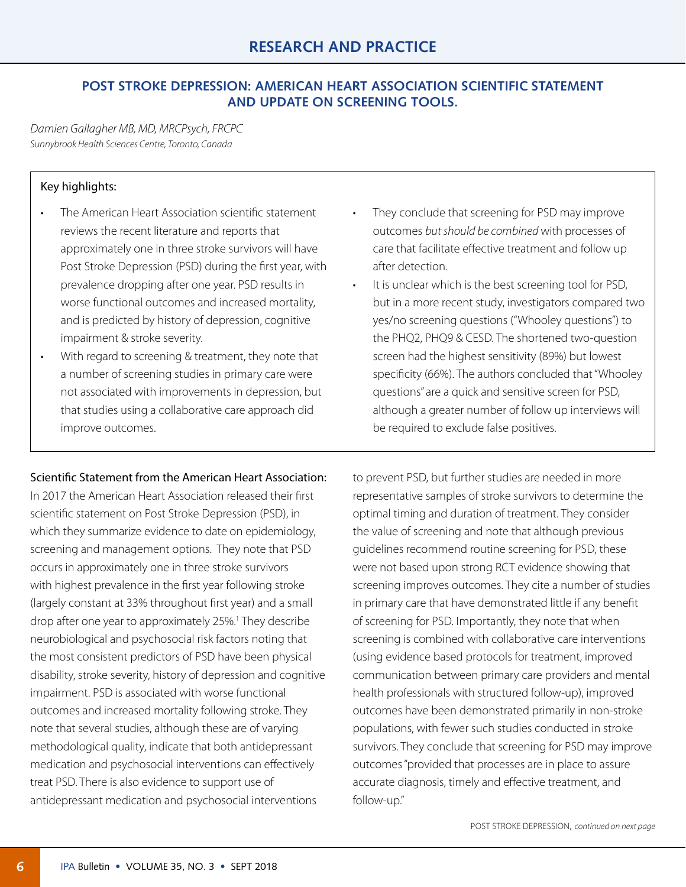## RESEARCH AND PRACTICE

### POST STROKE DEPRESSION: AMERICAN HEART ASSOCIATION SCIENTIFIC STATEMENT AND UPDATE ON SCREENING TOOLS.

*Damien Gallagher MB, MD, MRCPsych, FRCPC*
*Sunnybrook Health Sciences Centre, Toronto, Canada*

Key highlights:

- The American Heart Association scientific statement reviews the recent literature and reports that approximately one in three stroke survivors will have Post Stroke Depression (PSD) during the first year, with prevalence dropping after one year. PSD results in worse functional outcomes and increased mortality, and is predicted by history of depression, cognitive impairment & stroke severity.
- With regard to screening & treatment, they note that a number of screening studies in primary care were not associated with improvements in depression, but that studies using a collaborative care approach did improve outcomes.
- They conclude that screening for PSD may improve outcomes *but should be combined* with processes of care that facilitate effective treatment and follow up after detection.
- It is unclear which is the best screening tool for PSD, but in a more recent study, investigators compared two yes/no screening questions ("Whooley questions") to the PHQ2, PHQ9 & CESD. The shortened two-question screen had the highest sensitivity (89%) but lowest specificity (66%). The authors concluded that "Whooley questions" are a quick and sensitive screen for PSD, although a greater number of follow up interviews will be required to exclude false positives.

**Scientific Statement from the American Heart Association:**
In 2017 the American Heart Association released their first scientific statement on Post Stroke Depression (PSD), in which they summarize evidence to date on epidemiology, screening and management options. They note that PSD occurs in approximately one in three stroke survivors with highest prevalence in the first year following stroke (largely constant at 33% throughout first year) and a small drop after one year to approximately 25%.[1] They describe neurobiological and psychosocial risk factors noting that the most consistent predictors of PSD have been physical disability, stroke severity, history of depression and cognitive impairment. PSD is associated with worse functional outcomes and increased mortality following stroke. They note that several studies, although these are of varying methodological quality, indicate that both antidepressant medication and psychosocial interventions can effectively treat PSD. There is also evidence to support use of antidepressant medication and psychosocial interventions to prevent PSD, but further studies are needed in more representative samples of stroke survivors to determine the optimal timing and duration of treatment. They consider the value of screening and note that although previous guidelines recommend routine screening for PSD, these were not based upon strong RCT evidence showing that screening improves outcomes. They cite a number of studies in primary care that have demonstrated little if any benefit of screening for PSD. Importantly, they note that when screening is combined with collaborative care interventions (using evidence based protocols for treatment, improved communication between primary care providers and mental health professionals with structured follow-up), improved outcomes have been demonstrated primarily in non-stroke populations, with fewer such studies conducted in stroke survivors. They conclude that screening for PSD may improve outcomes "provided that processes are in place to assure accurate diagnosis, timely and effective treatment, and follow-up."

POST STROKE DEPRESSION, *continued on next page*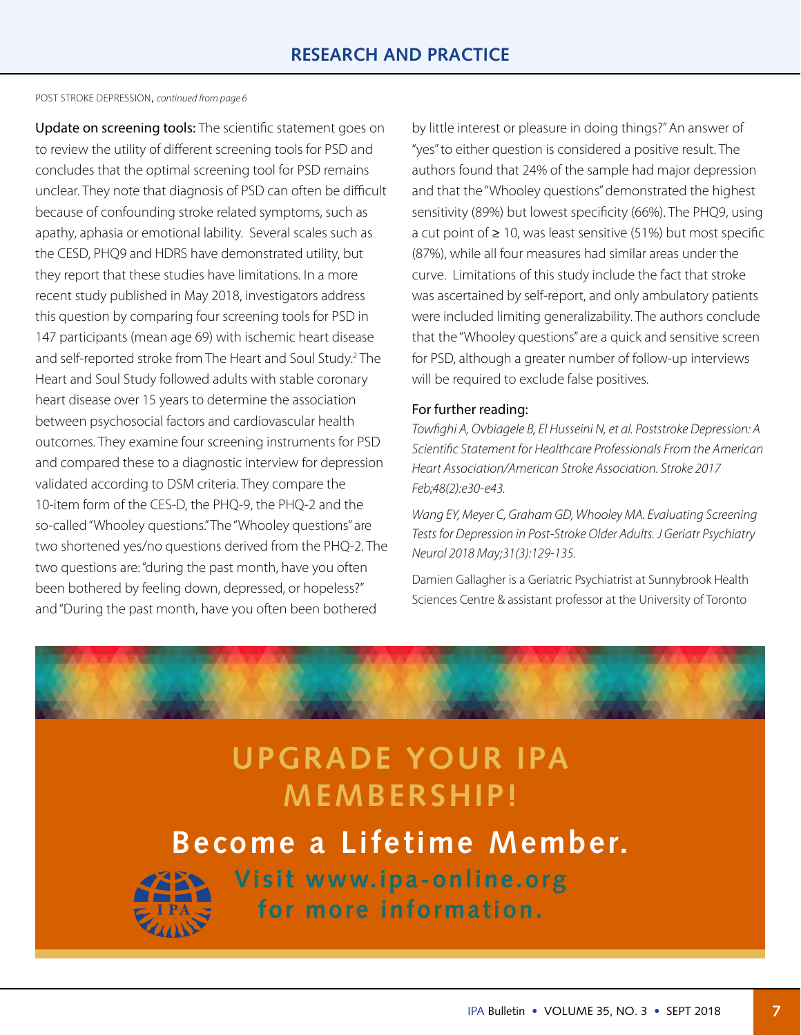POST STROKE DEPRESSION, *continued from page 6*

**Update on screening tools:** The scientific statement goes on to review the utility of different screening tools for PSD and concludes that the optimal screening tool for PSD remains unclear. They note that diagnosis of PSD can often be difficult because of confounding stroke related symptoms, such as apathy, aphasia or emotional lability. Several scales such as the CESD, PHQ9 and HDRS have demonstrated utility, but they report that these studies have limitations. In a more recent study published in May 2018, investigators address this question by comparing four screening tools for PSD in 147 participants (mean age 69) with ischemic heart disease and self-reported stroke from The Heart and Soul Study.[2] The Heart and Soul Study followed adults with stable coronary heart disease over 15 years to determine the association between psychosocial factors and cardiovascular health outcomes. They examine four screening instruments for PSD and compared these to a diagnostic interview for depression validated according to DSM criteria. They compare the 10-item form of the CES-D, the PHQ-9, the PHQ-2 and the so-called "Whooley questions." The "Whooley questions" are two shortened yes/no questions derived from the PHQ-2. The two questions are: "during the past month, have you often been bothered by feeling down, depressed, or hopeless?" and "During the past month, have you often been bothered by little interest or pleasure in doing things?" An answer of "yes" to either question is considered a positive result. The authors found that 24% of the sample had major depression and that the "Whooley questions" demonstrated the highest sensitivity (89%) but lowest specificity (66%). The PHQ9, using a cut point of ≥ 10, was least sensitive (51%) but most specific (87%), while all four measures had similar areas under the curve. Limitations of this study include the fact that stroke was ascertained by self-report, and only ambulatory patients were included limiting generalizability. The authors conclude that the "Whooley questions" are a quick and sensitive screen for PSD, although a greater number of follow-up interviews will be required to exclude false positives.

### For further reading:

*Towfighi A, Ovbiagele B, El Husseini N, et al. Poststroke Depression: A Scientific Statement for Healthcare Professionals From the American Heart Association/American Stroke Association. Stroke 2017 Feb;48(2):e30-e43.*

*Wang EY, Meyer C, Graham GD, Whooley MA. Evaluating Screening Tests for Depression in Post-Stroke Older Adults. J Geriatr Psychiatry Neurol 2018 May;31(3):129-135.*

Damien Gallagher is a Geriatric Psychiatrist at Sunnybrook Health Sciences Centre & assistant professor at the University of Toronto

## UPGRADE YOUR IPA MEMBERSHIP!

**Become a Lifetime Member.**

**Visit www.ipa-online.org for more information.**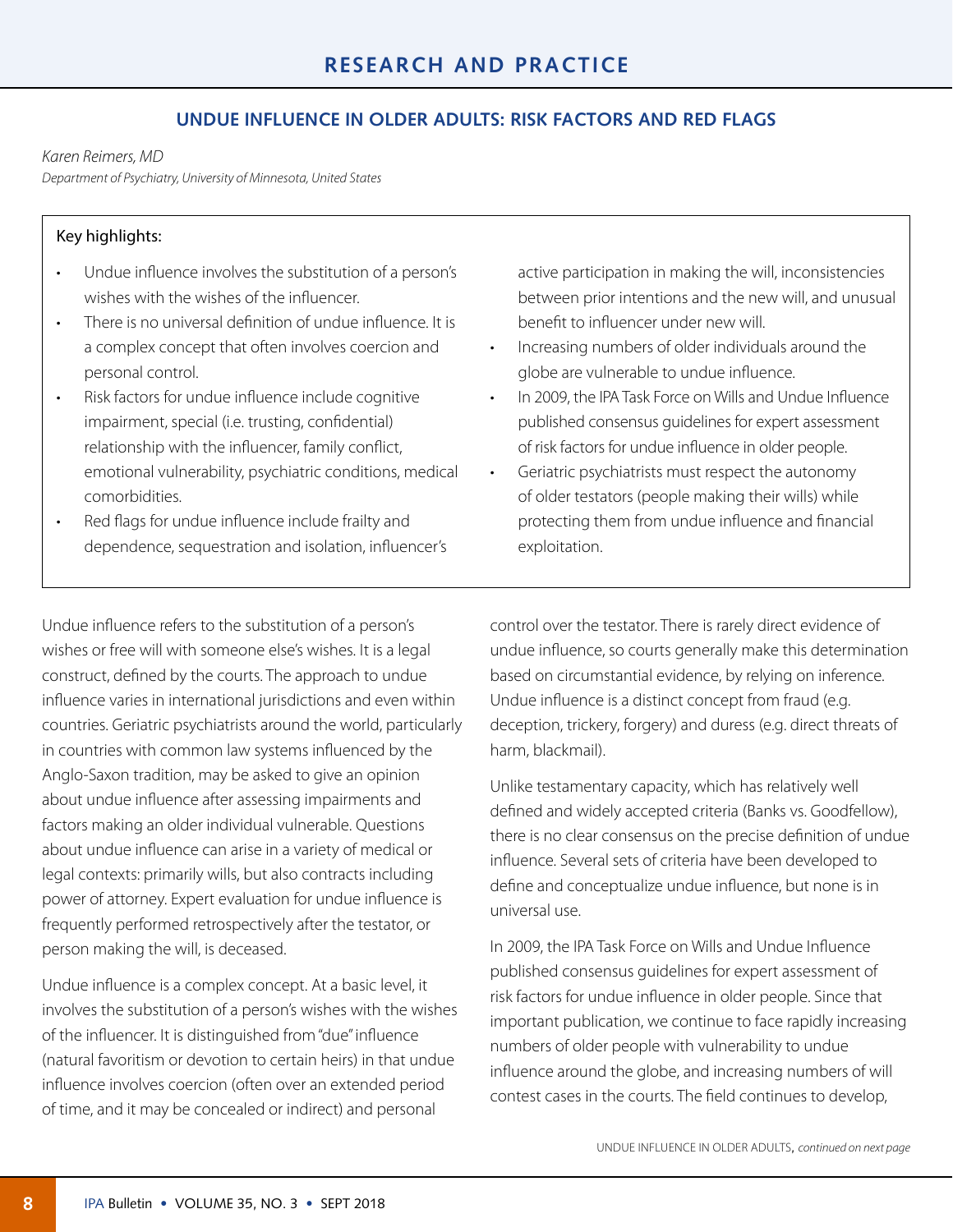## UNDUE INFLUENCE IN OLDER ADULTS: RISK FACTORS AND RED FLAGS

*Karen Reimers, MD*
*Department of Psychiatry, University of Minnesota, United States*

**Key highlights:**

- Undue influence involves the substitution of a person's wishes with the wishes of the influencer.
- There is no universal definition of undue influence. It is a complex concept that often involves coercion and personal control.
- Risk factors for undue influence include cognitive impairment, special (i.e. trusting, confidential) relationship with the influencer, family conflict, emotional vulnerability, psychiatric conditions, medical comorbidities.
- Red flags for undue influence include frailty and dependence, sequestration and isolation, influencer's active participation in making the will, inconsistencies between prior intentions and the new will, and unusual benefit to influencer under new will.
- Increasing numbers of older individuals around the globe are vulnerable to undue influence.
- In 2009, the IPA Task Force on Wills and Undue Influence published consensus guidelines for expert assessment of risk factors for undue influence in older people.
- Geriatric psychiatrists must respect the autonomy of older testators (people making their wills) while protecting them from undue influence and financial exploitation.

Undue influence refers to the substitution of a person's wishes or free will with someone else's wishes. It is a legal construct, defined by the courts. The approach to undue influence varies in international jurisdictions and even within countries. Geriatric psychiatrists around the world, particularly in countries with common law systems influenced by the Anglo-Saxon tradition, may be asked to give an opinion about undue influence after assessing impairments and factors making an older individual vulnerable. Questions about undue influence can arise in a variety of medical or legal contexts: primarily wills, but also contracts including power of attorney. Expert evaluation for undue influence is frequently performed retrospectively after the testator, or person making the will, is deceased.

Undue influence is a complex concept. At a basic level, it involves the substitution of a person's wishes with the wishes of the influencer. It is distinguished from "due" influence (natural favoritism or devotion to certain heirs) in that undue influence involves coercion (often over an extended period of time, and it may be concealed or indirect) and personal control over the testator. There is rarely direct evidence of undue influence, so courts generally make this determination based on circumstantial evidence, by relying on inference. Undue influence is a distinct concept from fraud (e.g. deception, trickery, forgery) and duress (e.g. direct threats of harm, blackmail).

Unlike testamentary capacity, which has relatively well defined and widely accepted criteria (Banks vs. Goodfellow), there is no clear consensus on the precise definition of undue influence. Several sets of criteria have been developed to define and conceptualize undue influence, but none is in universal use.

In 2009, the IPA Task Force on Wills and Undue Influence published consensus guidelines for expert assessment of risk factors for undue influence in older people. Since that important publication, we continue to face rapidly increasing numbers of older people with vulnerability to undue influence around the globe, and increasing numbers of will contest cases in the courts. The field continues to develop,

UNDUE INFLUENCE IN OLDER ADULTS, *continued on next page*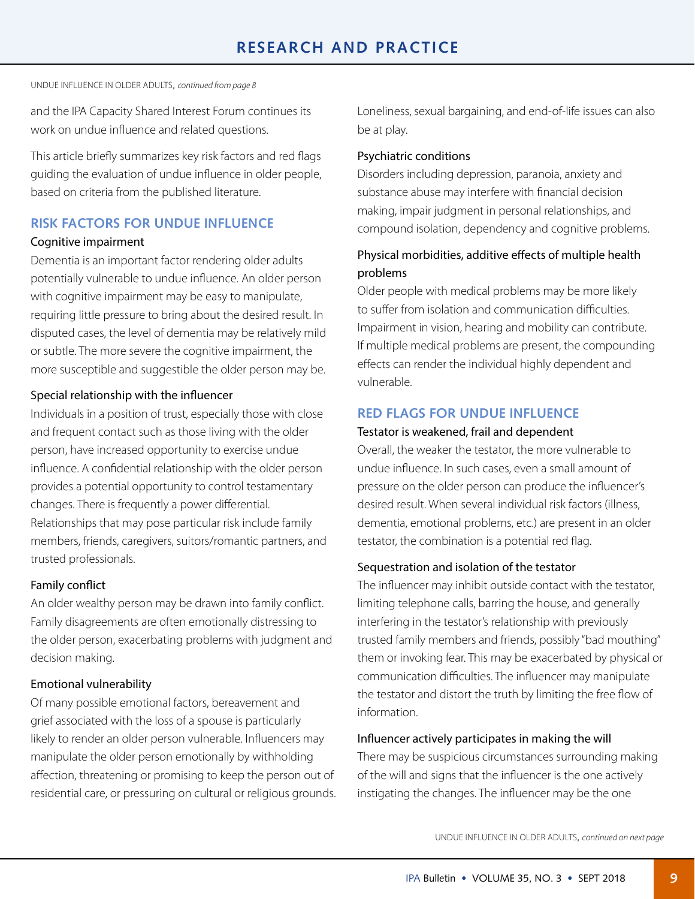UNDUE INFLUENCE IN OLDER ADULTS, *continued from page 8*

and the IPA Capacity Shared Interest Forum continues its work on undue influence and related questions.

This article briefly summarizes key risk factors and red flags guiding the evaluation of undue influence in older people, based on criteria from the published literature.

## RISK FACTORS FOR UNDUE INFLUENCE

### Cognitive impairment

Dementia is an important factor rendering older adults potentially vulnerable to undue influence. An older person with cognitive impairment may be easy to manipulate, requiring little pressure to bring about the desired result. In disputed cases, the level of dementia may be relatively mild or subtle. The more severe the cognitive impairment, the more susceptible and suggestible the older person may be.

### Special relationship with the influencer

Individuals in a position of trust, especially those with close and frequent contact such as those living with the older person, have increased opportunity to exercise undue influence. A confidential relationship with the older person provides a potential opportunity to control testamentary changes. There is frequently a power differential. Relationships that may pose particular risk include family members, friends, caregivers, suitors/romantic partners, and trusted professionals.

### Family conflict

An older wealthy person may be drawn into family conflict. Family disagreements are often emotionally distressing to the older person, exacerbating problems with judgment and decision making.

### Emotional vulnerability

Of many possible emotional factors, bereavement and grief associated with the loss of a spouse is particularly likely to render an older person vulnerable. Influencers may manipulate the older person emotionally by withholding affection, threatening or promising to keep the person out of residential care, or pressuring on cultural or religious grounds. Loneliness, sexual bargaining, and end-of-life issues can also be at play.

### Psychiatric conditions

Disorders including depression, paranoia, anxiety and substance abuse may interfere with financial decision making, impair judgment in personal relationships, and compound isolation, dependency and cognitive problems.

### Physical morbidities, additive effects of multiple health problems

Older people with medical problems may be more likely to suffer from isolation and communication difficulties. Impairment in vision, hearing and mobility can contribute. If multiple medical problems are present, the compounding effects can render the individual highly dependent and vulnerable.

## RED FLAGS FOR UNDUE INFLUENCE

### Testator is weakened, frail and dependent

Overall, the weaker the testator, the more vulnerable to undue influence. In such cases, even a small amount of pressure on the older person can produce the influencer's desired result. When several individual risk factors (illness, dementia, emotional problems, etc.) are present in an older testator, the combination is a potential red flag.

### Sequestration and isolation of the testator

The influencer may inhibit outside contact with the testator, limiting telephone calls, barring the house, and generally interfering in the testator's relationship with previously trusted family members and friends, possibly "bad mouthing" them or invoking fear. This may be exacerbated by physical or communication difficulties. The influencer may manipulate the testator and distort the truth by limiting the free flow of information.

### Influencer actively participates in making the will

There may be suspicious circumstances surrounding making of the will and signs that the influencer is the one actively instigating the changes. The influencer may be the one

UNDUE INFLUENCE IN OLDER ADULTS, *continued on next page*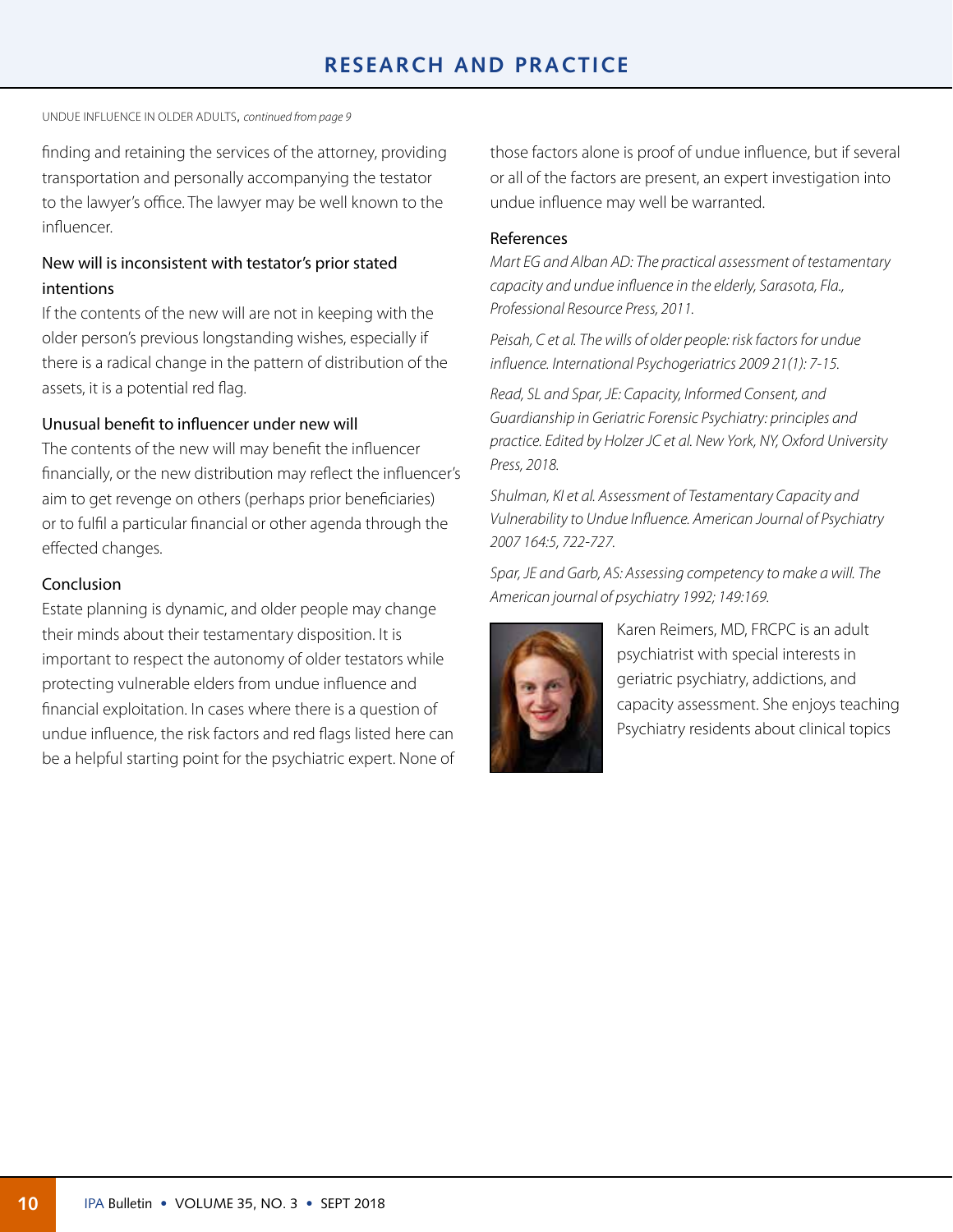UNDUE INFLUENCE IN OLDER ADULTS, *continued from page 9*

finding and retaining the services of the attorney, providing transportation and personally accompanying the testator to the lawyer's office. The lawyer may be well known to the influencer.

### New will is inconsistent with testator's prior stated intentions

If the contents of the new will are not in keeping with the older person's previous longstanding wishes, especially if there is a radical change in the pattern of distribution of the assets, it is a potential red flag.

### Unusual benefit to influencer under new will

The contents of the new will may benefit the influencer financially, or the new distribution may reflect the influencer's aim to get revenge on others (perhaps prior beneficiaries) or to fulfil a particular financial or other agenda through the effected changes.

### Conclusion

Estate planning is dynamic, and older people may change their minds about their testamentary disposition. It is important to respect the autonomy of older testators while protecting vulnerable elders from undue influence and financial exploitation. In cases where there is a question of undue influence, the risk factors and red flags listed here can be a helpful starting point for the psychiatric expert. None of those factors alone is proof of undue influence, but if several or all of the factors are present, an expert investigation into undue influence may well be warranted.

### References

*Mart EG and Alban AD: The practical assessment of testamentary capacity and undue influence in the elderly, Sarasota, Fla., Professional Resource Press, 2011.*

*Peisah, C et al. The wills of older people: risk factors for undue influence. International Psychogeriatrics 2009 21(1): 7-15.*

*Read, SL and Spar, JE: Capacity, Informed Consent, and Guardianship in Geriatric Forensic Psychiatry: principles and practice. Edited by Holzer JC et al. New York, NY, Oxford University Press, 2018.*

*Shulman, KI et al. Assessment of Testamentary Capacity and Vulnerability to Undue Influence. American Journal of Psychiatry 2007 164:5, 722-727.*

*Spar, JE and Garb, AS: Assessing competency to make a will. The American journal of psychiatry 1992; 149:169.*

Karen Reimers, MD, FRCPC is an adult psychiatrist with special interests in geriatric psychiatry, addictions, and capacity assessment. She enjoys teaching Psychiatry residents about clinical topics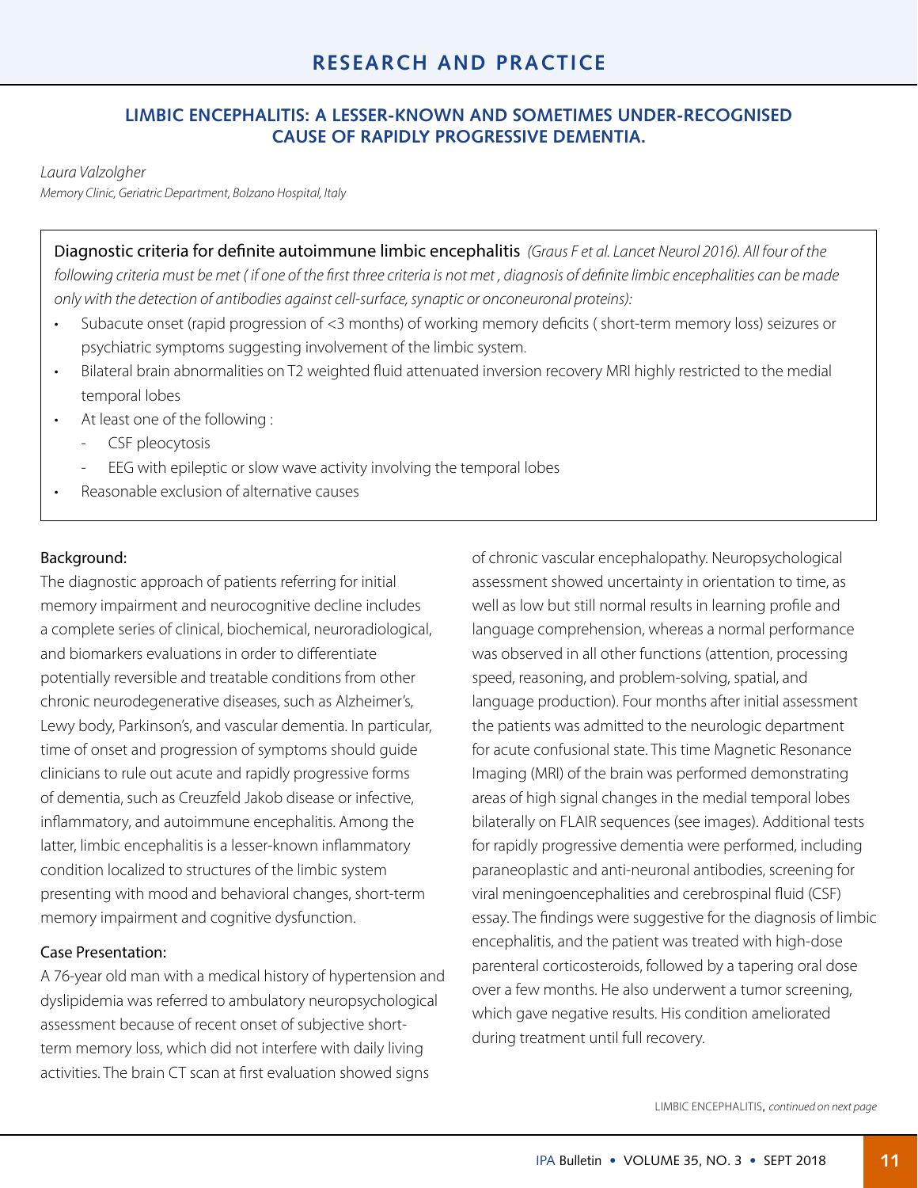# RESEARCH AND PRACTICE

## LIMBIC ENCEPHALITIS: A LESSER-KNOWN AND SOMETIMES UNDER-RECOGNISED CAUSE OF RAPIDLY PROGRESSIVE DEMENTIA.

*Laura Valzolgher*
*Memory Clinic, Geriatric Department, Bolzano Hospital, Italy*

Diagnostic criteria for definite autoimmune limbic encephalitis *(Graus F et al. Lancet Neurol 2016). All four of the following criteria must be met ( if one of the first three criteria is not met , diagnosis of definite limbic encephalites can be made only with the detection of antibodies against cell-surface, synaptic or onconeuronal proteins):*

- Subacute onset (rapid progression of <3 months) of working memory deficits ( short-term memory loss) seizures or psychiatric symptoms suggesting involvement of the limbic system.
- Bilateral brain abnormalities on T2 weighted fluid attenuated inversion recovery MRI highly restricted to the medial temporal lobes
- At least one of the following :
  - CSF pleocytosis
  - EEG with epileptic or slow wave activity involving the temporal lobes
- Reasonable exclusion of alternative causes

### Background:

The diagnostic approach of patients referring for initial memory impairment and neurocognitive decline includes a complete series of clinical, biochemical, neuroradiological, and biomarkers evaluations in order to differentiate potentially reversible and treatable conditions from other chronic neurodegenerative diseases, such as Alzheimer's, Lewy body, Parkinson's, and vascular dementia. In particular, time of onset and progression of symptoms should guide clinicians to rule out acute and rapidly progressive forms of dementia, such as Creuzfeld Jakob disease or infective, inflammatory, and autoimmune encephalitis. Among the latter, limbic encephalitis is a lesser-known inflammatory condition localized to structures of the limbic system presenting with mood and behavioral changes, short-term memory impairment and cognitive dysfunction.

### Case Presentation:

A 76-year old man with a medical history of hypertension and dyslipidemia was referred to ambulatory neuropsychological assessment because of recent onset of subjective short-term memory loss, which did not interfere with daily living activities. The brain CT scan at first evaluation showed signs of chronic vascular encephalopathy. Neuropsychological assessment showed uncertainty in orientation to time, as well as low but still normal results in learning profile and language comprehension, whereas a normal performance was observed in all other functions (attention, processing speed, reasoning, and problem-solving, spatial, and language production). Four months after initial assessment the patients was admitted to the neurologic department for acute confusional state. This time Magnetic Resonance Imaging (MRI) of the brain was performed demonstrating areas of high signal changes in the medial temporal lobes bilaterally on FLAIR sequences (see images). Additional tests for rapidly progressive dementia were performed, including paraneoplastic and anti-neuronal antibodies, screening for viral meningoencephalities and cerebrospinal fluid (CSF) essay. The findings were suggestive for the diagnosis of limbic encephalitis, and the patient was treated with high-dose parenteral corticosteroids, followed by a tapering oral dose over a few months. He also underwent a tumor screening, which gave negative results. His condition ameliorated during treatment until full recovery.

LIMBIC ENCEPHALITIS, *continued on next page*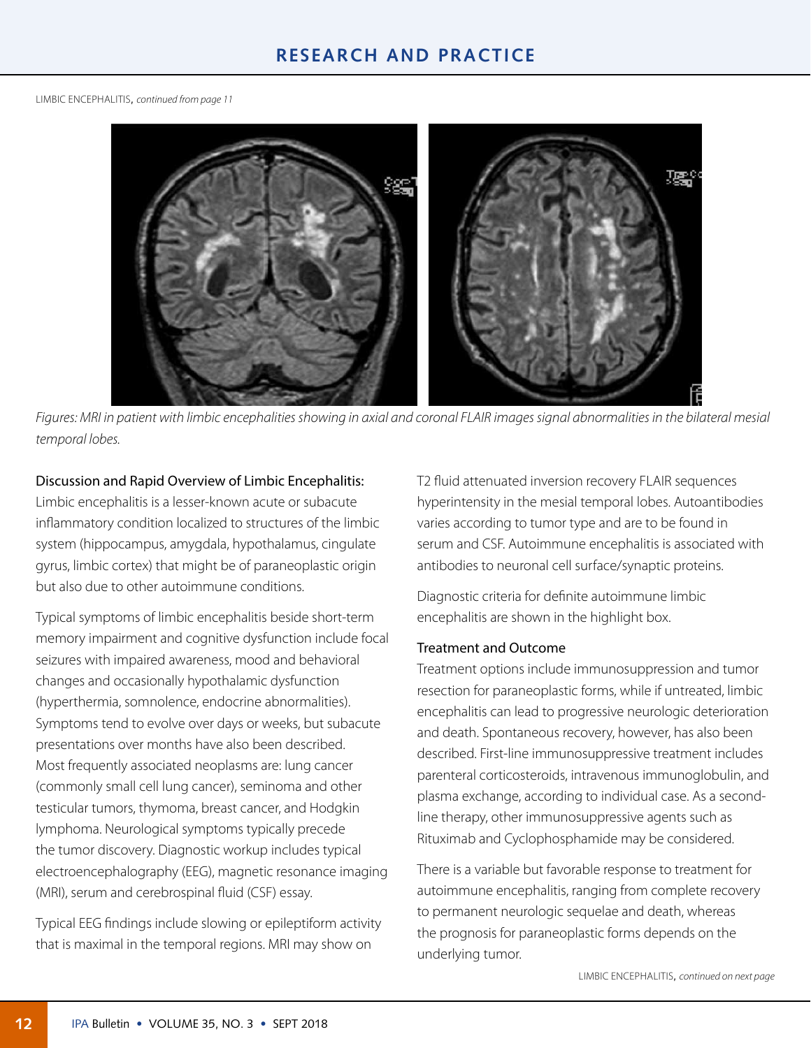LIMBIC ENCEPHALITIS, *continued from page 11*

*Figures: MRI in patient with limbic encephalities showing in axial and coronal FLAIR images signal abnormalities in the bilateral mesial temporal lobes.*

### Discussion and Rapid Overview of Limbic Encephalitis:

Limbic encephalitis is a lesser-known acute or subacute inflammatory condition localized to structures of the limbic system (hippocampus, amygdala, hypothalamus, cingulate gyrus, limbic cortex) that might be of paraneoplastic origin but also due to other autoimmune conditions.

Typical symptoms of limbic encephalitis beside short-term memory impairment and cognitive dysfunction include focal seizures with impaired awareness, mood and behavioral changes and occasionally hypothalamic dysfunction (hyperthermia, somnolence, endocrine abnormalities). Symptoms tend to evolve over days or weeks, but subacute presentations over months have also been described. Most frequently associated neoplasms are: lung cancer (commonly small cell lung cancer), seminoma and other testicular tumors, thymoma, breast cancer, and Hodgkin lymphoma. Neurological symptoms typically precede the tumor discovery. Diagnostic workup includes typical electroencephalography (EEG), magnetic resonance imaging (MRI), serum and cerebrospinal fluid (CSF) essay.

Typical EEG findings include slowing or epileptiform activity that is maximal in the temporal regions. MRI may show on T2 fluid attenuated inversion recovery FLAIR sequences hyperintensity in the mesial temporal lobes. Autoantibodies varies according to tumor type and are to be found in serum and CSF. Autoimmune encephalitis is associated with antibodies to neuronal cell surface/synaptic proteins.

Diagnostic criteria for definite autoimmune limbic encephalitis are shown in the highlight box.

### Treatment and Outcome

Treatment options include immunosuppression and tumor resection for paraneoplastic forms, while if untreated, limbic encephalitis can lead to progressive neurologic deterioration and death. Spontaneous recovery, however, has also been described. First-line immunosuppressive treatment includes parenteral corticosteroids, intravenous immunoglobulin, and plasma exchange, according to individual case. As a second-line therapy, other immunosuppressive agents such as Rituximab and Cyclophosphamide may be considered.

There is a variable but favorable response to treatment for autoimmune encephalitis, ranging from complete recovery to permanent neurologic sequelae and death, whereas the prognosis for paraneoplastic forms depends on the underlying tumor.

LIMBIC ENCEPHALITIS, *continued on next page*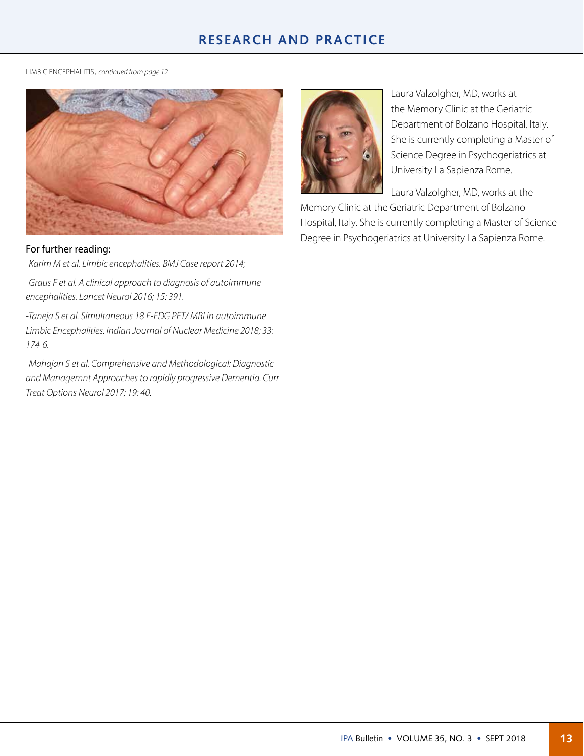LIMBIC ENCEPHALITIS, *continued from page 12*

For further reading:

*-Karim M et al. Limbic encephalities. BMJ Case report 2014;*

*-Graus F et al. A clinical approach to diagnosis of autoimmune encephalities. Lancet Neurol 2016; 15: 391.*

*-Taneja S et al. Simultaneous 18 F-FDG PET/ MRI in autoimmune Limbic Encephalities. Indian Journal of Nuclear Medicine 2018; 33: 174-6.*

*-Mahajan S et al. Comprehensive and Methodological: Diagnostic and Managemnt Approaches to rapidly progressive Dementia. Curr Treat Options Neurol 2017; 19: 40.*

Laura Valzolgher, MD, works at the Memory Clinic at the Geriatric Department of Bolzano Hospital, Italy. She is currently completing a Master of Science Degree in Psychogeriatrics at University La Sapienza Rome.

Laura Valzolgher, MD, works at the Memory Clinic at the Geriatric Department of Bolzano Hospital, Italy. She is currently completing a Master of Science Degree in Psychogeriatrics at University La Sapienza Rome.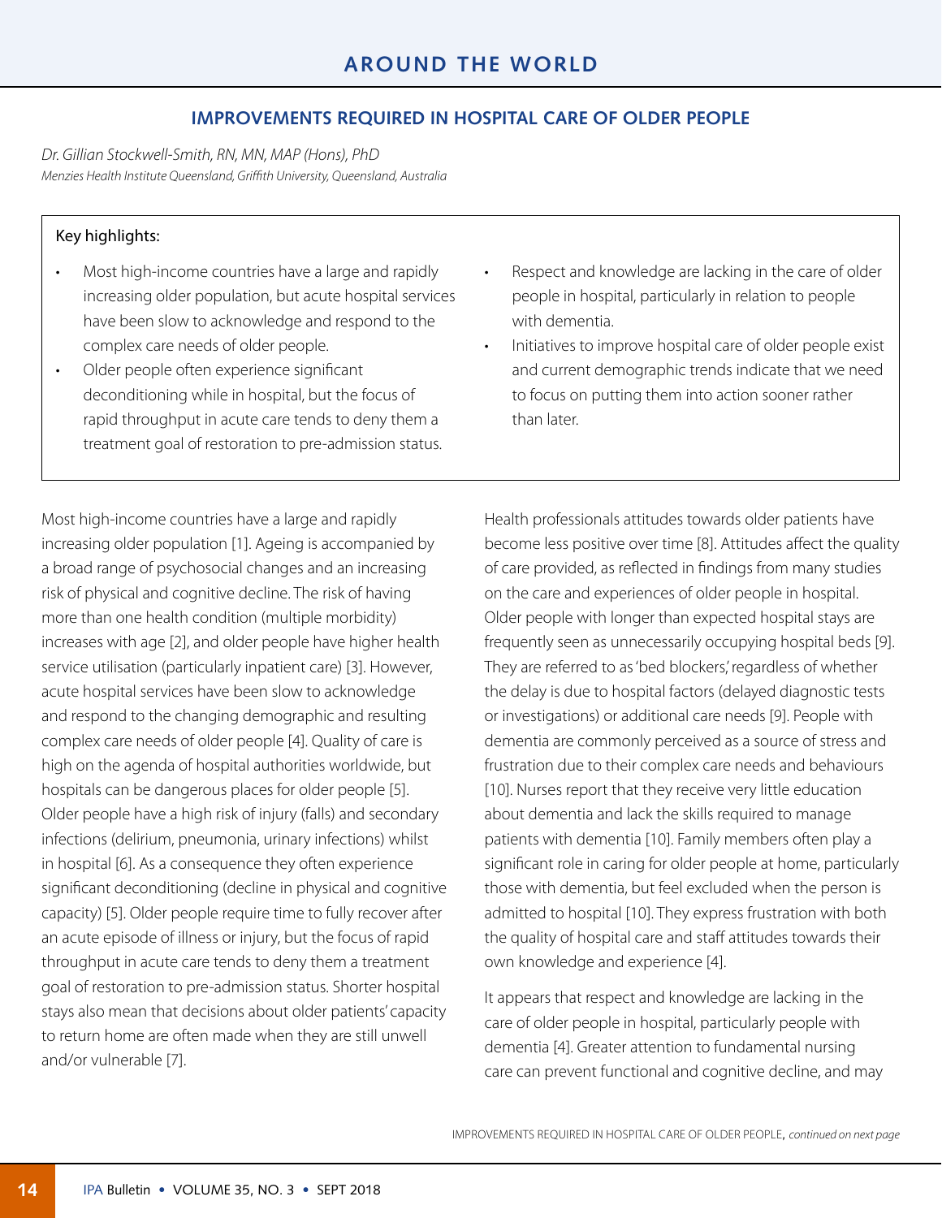## AROUND THE WORLD

### IMPROVEMENTS REQUIRED IN HOSPITAL CARE OF OLDER PEOPLE

*Dr. Gillian Stockwell-Smith, RN, MN, MAP (Hons), PhD*
*Menzies Health Institute Queensland, Griffith University, Queensland, Australia*

Key highlights:

- Most high-income countries have a large and rapidly increasing older population, but acute hospital services have been slow to acknowledge and respond to the complex care needs of older people.
- Older people often experience significant deconditioning while in hospital, but the focus of rapid throughput in acute care tends to deny them a treatment goal of restoration to pre-admission status.
- Respect and knowledge are lacking in the care of older people in hospital, particularly in relation to people with dementia.
- Initiatives to improve hospital care of older people exist and current demographic trends indicate that we need to focus on putting them into action sooner rather than later.

Most high-income countries have a large and rapidly increasing older population [1]. Ageing is accompanied by a broad range of psychosocial changes and an increasing risk of physical and cognitive decline. The risk of having more than one health condition (multiple morbidity) increases with age [2], and older people have higher health service utilisation (particularly inpatient care) [3]. However, acute hospital services have been slow to acknowledge and respond to the changing demographic and resulting complex care needs of older people [4]. Quality of care is high on the agenda of hospital authorities worldwide, but hospitals can be dangerous places for older people [5]. Older people have a high risk of injury (falls) and secondary infections (delirium, pneumonia, urinary infections) whilst in hospital [6]. As a consequence they often experience significant deconditioning (decline in physical and cognitive capacity) [5]. Older people require time to fully recover after an acute episode of illness or injury, but the focus of rapid throughput in acute care tends to deny them a treatment goal of restoration to pre-admission status. Shorter hospital stays also mean that decisions about older patients' capacity to return home are often made when they are still unwell and/or vulnerable [7].

Health professionals attitudes towards older patients have become less positive over time [8]. Attitudes affect the quality of care provided, as reflected in findings from many studies on the care and experiences of older people in hospital. Older people with longer than expected hospital stays are frequently seen as unnecessarily occupying hospital beds [9]. They are referred to as 'bed blockers,' regardless of whether the delay is due to hospital factors (delayed diagnostic tests or investigations) or additional care needs [9]. People with dementia are commonly perceived as a source of stress and frustration due to their complex care needs and behaviours [10]. Nurses report that they receive very little education about dementia and lack the skills required to manage patients with dementia [10]. Family members often play a significant role in caring for older people at home, particularly those with dementia, but feel excluded when the person is admitted to hospital [10]. They express frustration with both the quality of hospital care and staff attitudes towards their own knowledge and experience [4].

It appears that respect and knowledge are lacking in the care of older people in hospital, particularly people with dementia [4]. Greater attention to fundamental nursing care can prevent functional and cognitive decline, and may

IMPROVEMENTS REQUIRED IN HOSPITAL CARE OF OLDER PEOPLE, *continued on next page*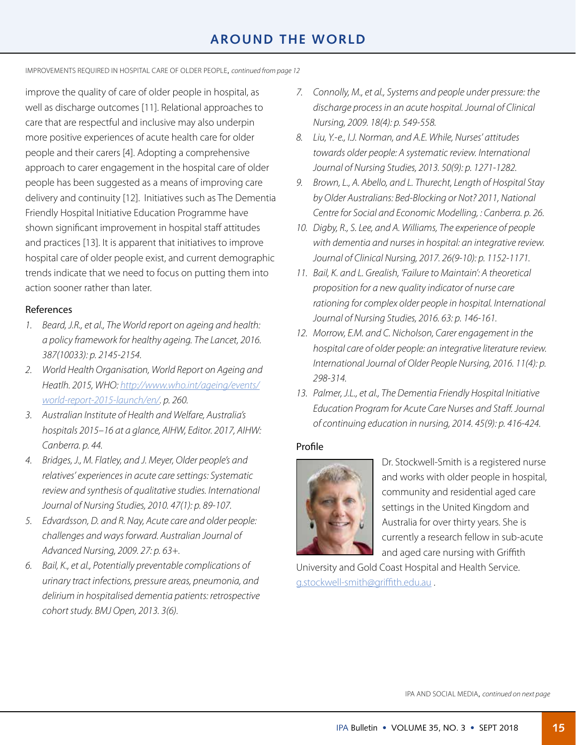IMPROVEMENTS REQUIRED IN HOSPITAL CARE OF OLDER PEOPLE, *continued from page 12*

improve the quality of care of older people in hospital, as well as discharge outcomes [11]. Relational approaches to care that are respectful and inclusive may also underpin more positive experiences of acute health care for older people and their carers [4]. Adopting a comprehensive approach to carer engagement in the hospital care of older people has been suggested as a means of improving care delivery and continuity [12]. Initiatives such as The Dementia Friendly Hospital Initiative Education Programme have shown significant improvement in hospital staff attitudes and practices [13]. It is apparent that initiatives to improve hospital care of older people exist, and current demographic trends indicate that we need to focus on putting them into action sooner rather than later.

### References

1. *Beard, J.R., et al., The World report on ageing and health: a policy framework for healthy ageing. The Lancet, 2016. 387(10033): p. 2145-2154.*
2. *World Health Organisation, World Report on Ageing and Heatlh. 2015, WHO: http://www.who.int/ageing/events/world-report-2015-launch/en/. p. 260.*
3. *Australian Institute of Health and Welfare, Australia's hospitals 2015–16 at a glance, AIHW, Editor. 2017, AIHW: Canberra. p. 44.*
4. *Bridges, J., M. Flatley, and J. Meyer, Older people's and relatives' experiences in acute care settings: Systematic review and synthesis of qualitative studies. International Journal of Nursing Studies, 2010. 47(1): p. 89-107.*
5. *Edvardsson, D. and R. Nay, Acute care and older people: challenges and ways forward. Australian Journal of Advanced Nursing, 2009. 27: p. 63+.*
6. *Bail, K., et al., Potentially preventable complications of urinary tract infections, pressure areas, pneumonia, and delirium in hospitalised dementia patients: retrospective cohort study. BMJ Open, 2013. 3(6).*
7. *Connolly, M., et al., Systems and people under pressure: the discharge process in an acute hospital. Journal of Clinical Nursing, 2009. 18(4): p. 549-558.*
8. *Liu, Y.-e., I.J. Norman, and A.E. While, Nurses' attitudes towards older people: A systematic review. International Journal of Nursing Studies, 2013. 50(9): p. 1271-1282.*
9. *Brown, L., A. Abello, and L. Thurecht, Length of Hospital Stay by Older Australians: Bed-Blocking or Not? 2011, National Centre for Social and Economic Modelling, : Canberra. p. 26.*
10. *Digby, R., S. Lee, and A. Williams, The experience of people with dementia and nurses in hospital: an integrative review. Journal of Clinical Nursing, 2017. 26(9-10): p. 1152-1171.*
11. *Bail, K. and L. Grealish, 'Failure to Maintain': A theoretical proposition for a new quality indicator of nurse care rationing for complex older people in hospital. International Journal of Nursing Studies, 2016. 63: p. 146-161.*
12. *Morrow, E.M. and C. Nicholson, Carer engagement in the hospital care of older people: an integrative literature review. International Journal of Older People Nursing, 2016. 11(4): p. 298-314.*
13. *Palmer, J.L., et al., The Dementia Friendly Hospital Initiative Education Program for Acute Care Nurses and Staff. Journal of continuing education in nursing, 2014. 45(9): p. 416-424.*

### Profile

Dr. Stockwell-Smith is a registered nurse and works with older people in hospital, community and residential aged care settings in the United Kingdom and Australia for over thirty years. She is currently a research fellow in sub-acute and aged care nursing with Griffith University and Gold Coast Hospital and Health Service. g.stockwell-smith@griffith.edu.au .

IPA AND SOCIAL MEDIA, *continued on next page*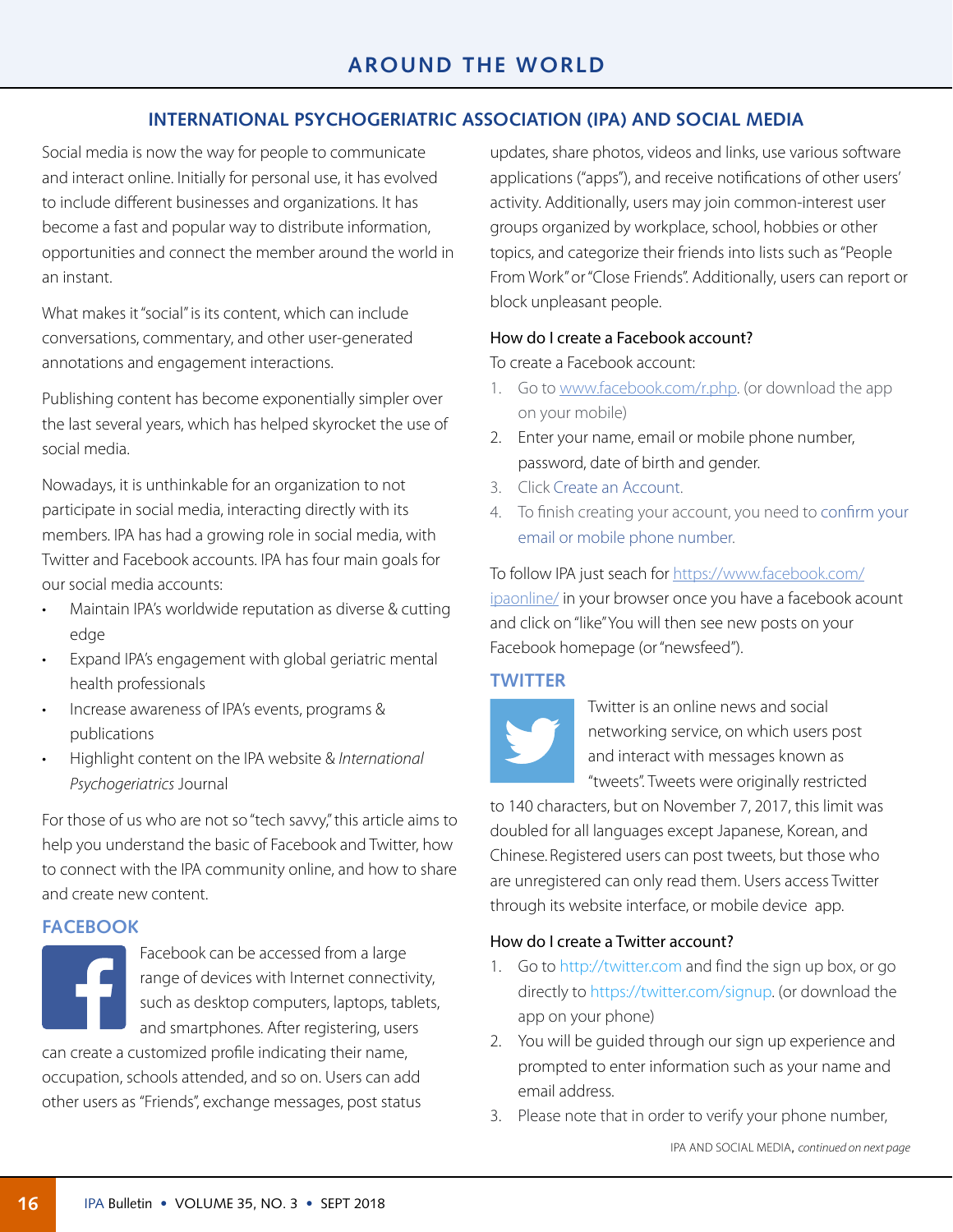## AROUND THE WORLD

### INTERNATIONAL PSYCHOGERIATRIC ASSOCIATION (IPA) AND SOCIAL MEDIA

Social media is now the way for people to communicate and interact online. Initially for personal use, it has evolved to include different businesses and organizations. It has become a fast and popular way to distribute information, opportunities and connect the member around the world in an instant.

What makes it "social" is its content, which can include conversations, commentary, and other user-generated annotations and engagement interactions.

Publishing content has become exponentially simpler over the last several years, which has helped skyrocket the use of social media.

Nowadays, it is unthinkable for an organization to not participate in social media, interacting directly with its members. IPA has had a growing role in social media, with Twitter and Facebook accounts. IPA has four main goals for our social media accounts:

- Maintain IPA's worldwide reputation as diverse & cutting edge
- Expand IPA's engagement with global geriatric mental health professionals
- Increase awareness of IPA's events, programs & publications
- Highlight content on the IPA website & *International Psychogeriatrics* Journal

For those of us who are not so "tech savvy," this article aims to help you understand the basic of Facebook and Twitter, how to connect with the IPA community online, and how to share and create new content.

### FACEBOOK

Facebook can be accessed from a large range of devices with Internet connectivity, such as desktop computers, laptops, tablets, and smartphones. After registering, users can create a customized profile indicating their name, occupation, schools attended, and so on. Users can add other users as "Friends", exchange messages, post status updates, share photos, videos and links, use various software applications ("apps"), and receive notifications of other users' activity. Additionally, users may join common-interest user groups organized by workplace, school, hobbies or other topics, and categorize their friends into lists such as "People From Work" or "Close Friends". Additionally, users can report or block unpleasant people.

**How do I create a Facebook account?**

To create a Facebook account:

1. Go to www.facebook.com/r.php. (or download the app on your mobile)
2. Enter your name, email or mobile phone number, password, date of birth and gender.
3. Click Create an Account.
4. To finish creating your account, you need to confirm your email or mobile phone number.

To follow IPA just seach for https://www.facebook.com/ipaonline/ in your browser once you have a facebook acount and click on "like" You will then see new posts on your Facebook homepage (or "newsfeed").

### TWITTER

Twitter is an online news and social networking service, on which users post and interact with messages known as "tweets". Tweets were originally restricted to 140 characters, but on November 7, 2017, this limit was doubled for all languages except Japanese, Korean, and Chinese. Registered users can post tweets, but those who are unregistered can only read them. Users access Twitter through its website interface, or mobile device app.

**How do I create a Twitter account?**

1. Go to http://twitter.com and find the sign up box, or go directly to https://twitter.com/signup. (or download the app on your phone)
2. You will be guided through our sign up experience and prompted to enter information such as your name and email address.
3. Please note that in order to verify your phone number,

IPA AND SOCIAL MEDIA, *continued on next page*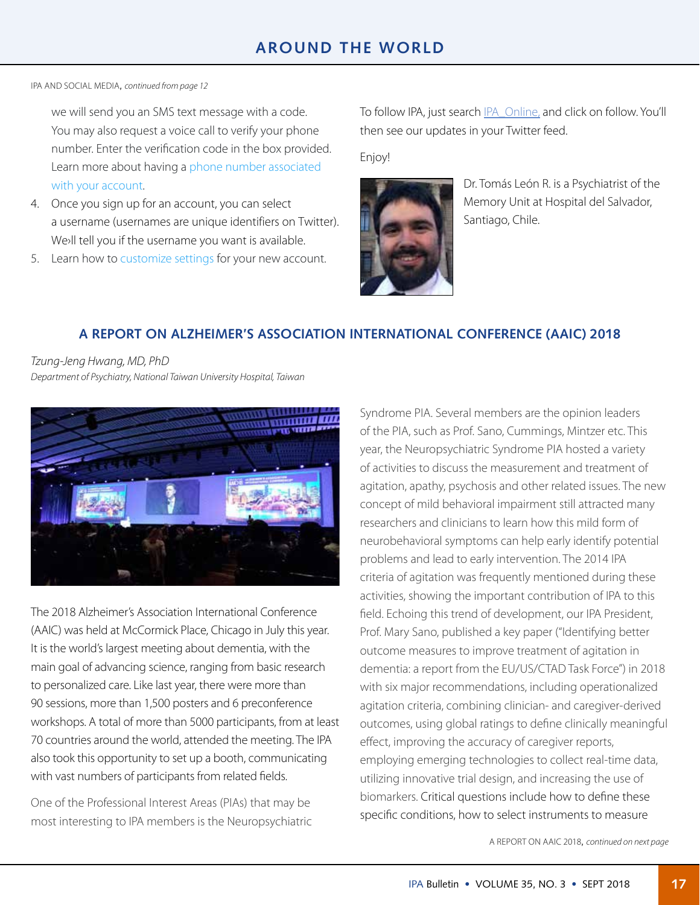IPA AND SOCIAL MEDIA, *continued from page 12*

we will send you an SMS text message with a code. You may also request a voice call to verify your phone number. Enter the verification code in the box provided. Learn more about having a phone number associated with your account.

4. Once you sign up for an account, you can select a username (usernames are unique identifiers on Twitter). We›ll tell you if the username you want is available.
5. Learn how to customize settings for your new account.

To follow IPA, just search IPA_Online, and click on follow. You'll then see our updates in your Twitter feed.

Enjoy!

Dr. Tomás León R. is a Psychiatrist of the Memory Unit at Hospital del Salvador, Santiago, Chile.

## A REPORT ON ALZHEIMER'S ASSOCIATION INTERNATIONAL CONFERENCE (AAIC) 2018

*Tzung-Jeng Hwang, MD, PhD*
*Department of Psychiatry, National Taiwan University Hospital, Taiwan*

The 2018 Alzheimer's Association International Conference (AAIC) was held at McCormick Place, Chicago in July this year. It is the world's largest meeting about dementia, with the main goal of advancing science, ranging from basic research to personalized care. Like last year, there were more than 90 sessions, more than 1,500 posters and 6 preconference workshops. A total of more than 5000 participants, from at least 70 countries around the world, attended the meeting. The IPA also took this opportunity to set up a booth, communicating with vast numbers of participants from related fields.

One of the Professional Interest Areas (PIAs) that may be most interesting to IPA members is the Neuropsychiatric Syndrome PIA. Several members are the opinion leaders of the PIA, such as Prof. Sano, Cummings, Mintzer etc. This year, the Neuropsychiatric Syndrome PIA hosted a variety of activities to discuss the measurement and treatment of agitation, apathy, psychosis and other related issues. The new concept of mild behavioral impairment still attracted many researchers and clinicians to learn how this mild form of neurobehavioral symptoms can help early identify potential problems and lead to early intervention. The 2014 IPA criteria of agitation was frequently mentioned during these activities, showing the important contribution of IPA to this field. Echoing this trend of development, our IPA President, Prof. Mary Sano, published a key paper ("Identifying better outcome measures to improve treatment of agitation in dementia: a report from the EU/US/CTAD Task Force") in 2018 with six major recommendations, including operationalized agitation criteria, combining clinician- and caregiver-derived outcomes, using global ratings to define clinically meaningful effect, improving the accuracy of caregiver reports, employing emerging technologies to collect real-time data, utilizing innovative trial design, and increasing the use of biomarkers. Critical questions include how to define these specific conditions, how to select instruments to measure

A REPORT ON AAIC 2018, *continued on next page*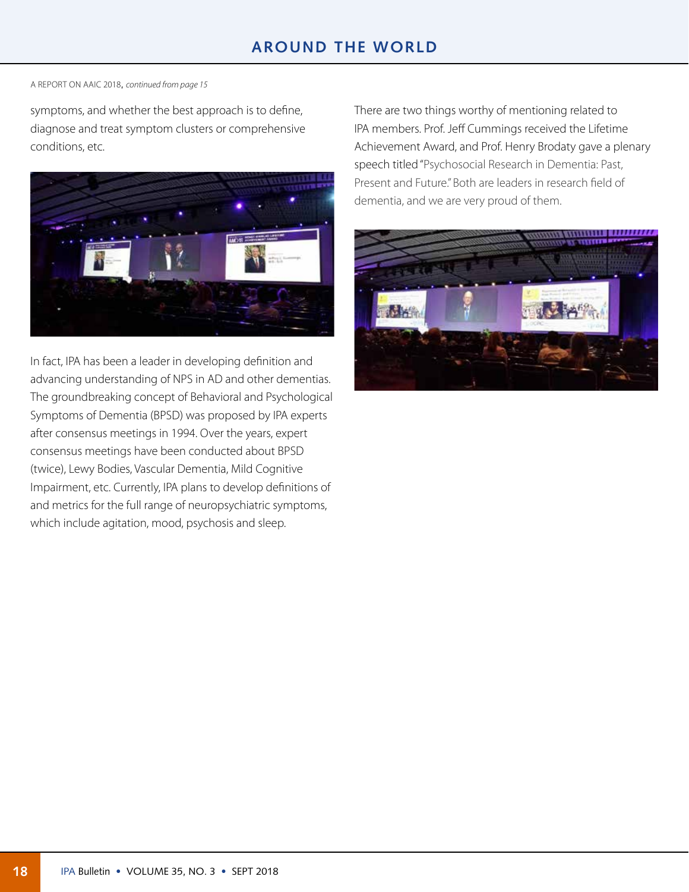## AROUND THE WORLD

A REPORT ON AAIC 2018, *continued from page 15*

symptoms, and whether the best approach is to define, diagnose and treat symptom clusters or comprehensive conditions, etc.

In fact, IPA has been a leader in developing definition and advancing understanding of NPS in AD and other dementias. The groundbreaking concept of Behavioral and Psychological Symptoms of Dementia (BPSD) was proposed by IPA experts after consensus meetings in 1994. Over the years, expert consensus meetings have been conducted about BPSD (twice), Lewy Bodies, Vascular Dementia, Mild Cognitive Impairment, etc. Currently, IPA plans to develop definitions of and metrics for the full range of neuropsychiatric symptoms, which include agitation, mood, psychosis and sleep.

There are two things worthy of mentioning related to IPA members. Prof. Jeff Cummings received the Lifetime Achievement Award, and Prof. Henry Brodaty gave a plenary speech titled "Psychosocial Research in Dementia: Past, Present and Future." Both are leaders in research field of dementia, and we are very proud of them.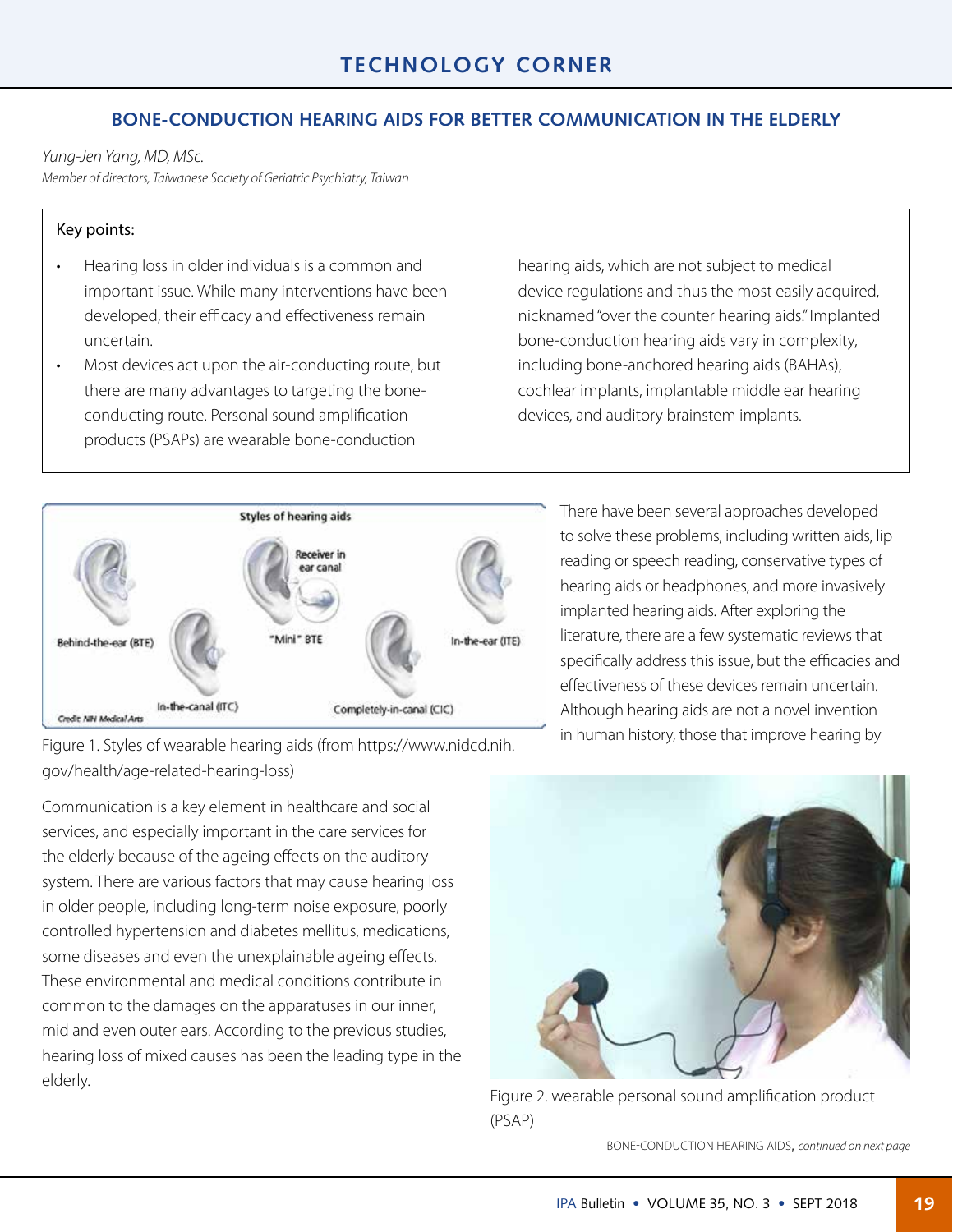## TECHNOLOGY CORNER

### BONE-CONDUCTION HEARING AIDS FOR BETTER COMMUNICATION IN THE ELDERLY

*Yung-Jen Yang, MD, MSc.*
*Member of directors, Taiwanese Society of Geriatric Psychiatry, Taiwan*

**Key points:**

- Hearing loss in older individuals is a common and important issue. While many interventions have been developed, their efficacy and effectiveness remain uncertain.
- Most devices act upon the air-conducting route, but there are many advantages to targeting the bone-conducting route. Personal sound amplification products (PSAPs) are wearable bone-conduction hearing aids, which are not subject to medical device regulations and thus the most easily acquired, nicknamed "over the counter hearing aids." Implanted bone-conduction hearing aids vary in complexity, including bone-anchored hearing aids (BAHAs), cochlear implants, implantable middle ear hearing devices, and auditory brainstem implants.

Figure 1. Styles of wearable hearing aids (from https://www.nidcd.nih.gov/health/age-related-hearing-loss)

Communication is a key element in healthcare and social services, and especially important in the care services for the elderly because of the ageing effects on the auditory system. There are various factors that may cause hearing loss in older people, including long-term noise exposure, poorly controlled hypertension and diabetes mellitus, medications, some diseases and even the unexplainable ageing effects. These environmental and medical conditions contribute in common to the damages on the apparatuses in our inner, mid and even outer ears. According to the previous studies, hearing loss of mixed causes has been the leading type in the elderly.

There have been several approaches developed to solve these problems, including written aids, lip reading or speech reading, conservative types of hearing aids or headphones, and more invasively implanted hearing aids. After exploring the literature, there are a few systematic reviews that specifically address this issue, but the efficacies and effectiveness of these devices remain uncertain. Although hearing aids are not a novel invention in human history, those that improve hearing by

Figure 2. wearable personal sound amplification product (PSAP)

BONE-CONDUCTION HEARING AIDS, *continued on next page*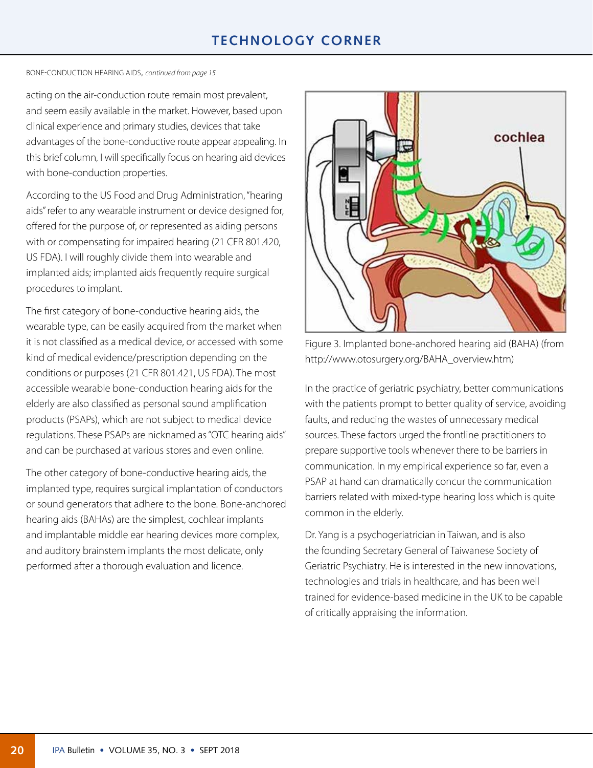BONE-CONDUCTION HEARING AIDS, *continued from page 15*

acting on the air-conduction route remain most prevalent, and seem easily available in the market. However, based upon clinical experience and primary studies, devices that take advantages of the bone-conductive route appear appealing. In this brief column, I will specifically focus on hearing aid devices with bone-conduction properties.

According to the US Food and Drug Administration, "hearing aids" refer to any wearable instrument or device designed for, offered for the purpose of, or represented as aiding persons with or compensating for impaired hearing (21 CFR 801.420, US FDA). I will roughly divide them into wearable and implanted aids; implanted aids frequently require surgical procedures to implant.

The first category of bone-conductive hearing aids, the wearable type, can be easily acquired from the market when it is not classified as a medical device, or accessed with some kind of medical evidence/prescription depending on the conditions or purposes (21 CFR 801.421, US FDA). The most accessible wearable bone-conduction hearing aids for the elderly are also classified as personal sound amplification products (PSAPs), which are not subject to medical device regulations. These PSAPs are nicknamed as "OTC hearing aids" and can be purchased at various stores and even online.

The other category of bone-conductive hearing aids, the implanted type, requires surgical implantation of conductors or sound generators that adhere to the bone. Bone-anchored hearing aids (BAHAs) are the simplest, cochlear implants and implantable middle ear hearing devices more complex, and auditory brainstem implants the most delicate, only performed after a thorough evaluation and licence.

Figure 3. Implanted bone-anchored hearing aid (BAHA) (from http://www.otosurgery.org/BAHA_overview.htm)

In the practice of geriatric psychiatry, better communications with the patients prompt to better quality of service, avoiding faults, and reducing the wastes of unnecessary medical sources. These factors urged the frontline practitioners to prepare supportive tools whenever there to be barriers in communication. In my empirical experience so far, even a PSAP at hand can dramatically concur the communication barriers related with mixed-type hearing loss which is quite common in the elderly.

Dr. Yang is a psychogeriatrician in Taiwan, and is also the founding Secretary General of Taiwanese Society of Geriatric Psychiatry. He is interested in the new innovations, technologies and trials in healthcare, and has been well trained for evidence-based medicine in the UK to be capable of critically appraising the information.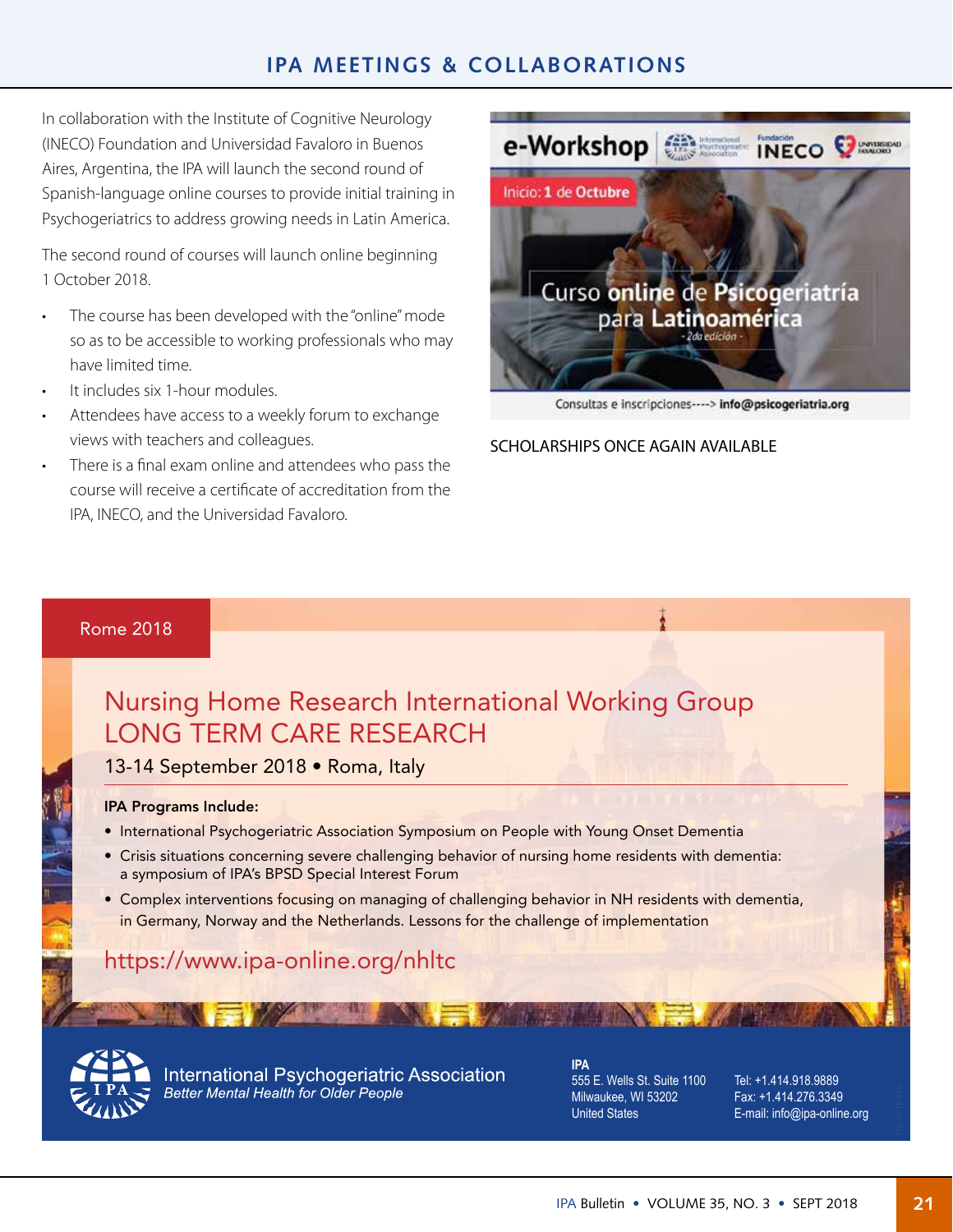# IPA MEETINGS & COLLABORATIONS

In collaboration with the Institute of Cognitive Neurology (INECO) Foundation and Universidad Favaloro in Buenos Aires, Argentina, the IPA will launch the second round of Spanish-language online courses to provide initial training in Psychogeriatrics to address growing needs in Latin America.

The second round of courses will launch online beginning 1 October 2018.

- The course has been developed with the "online" mode so as to be accessible to working professionals who may have limited time.
- It includes six 1-hour modules.
- Attendees have access to a weekly forum to exchange views with teachers and colleagues.
- There is a final exam online and attendees who pass the course will receive a certificate of accreditation from the IPA, INECO, and the Universidad Favaloro.

e-Workshop

Inicio: 1 de Octubre

Curso online de Psicogeriatría para Latinoamérica

- 2da edición -

Consultas e inscripciones----> info@psicogeriatria.org

SCHOLARSHIPS ONCE AGAIN AVAILABLE

Rome 2018

## Nursing Home Research International Working Group LONG TERM CARE RESEARCH

13-14 September 2018 • Roma, Italy

**IPA Programs Include:**

- International Psychogeriatric Association Symposium on People with Young Onset Dementia
- Crisis situations concerning severe challenging behavior of nursing home residents with dementia: a symposium of IPA's BPSD Special Interest Forum
- Complex interventions focusing on managing of challenging behavior in NH residents with dementia, in Germany, Norway and the Netherlands. Lessons for the challenge of implementation

https://www.ipa-online.org/nhltc

International Psychogeriatric Association
*Better Mental Health for Older People*

**IPA**
555 E. Wells St. Suite 1100
Milwaukee, WI 53202
United States

Tel: +1.414.918.9889
Fax: +1.414.276.3349
E-mail: info@ipa-online.org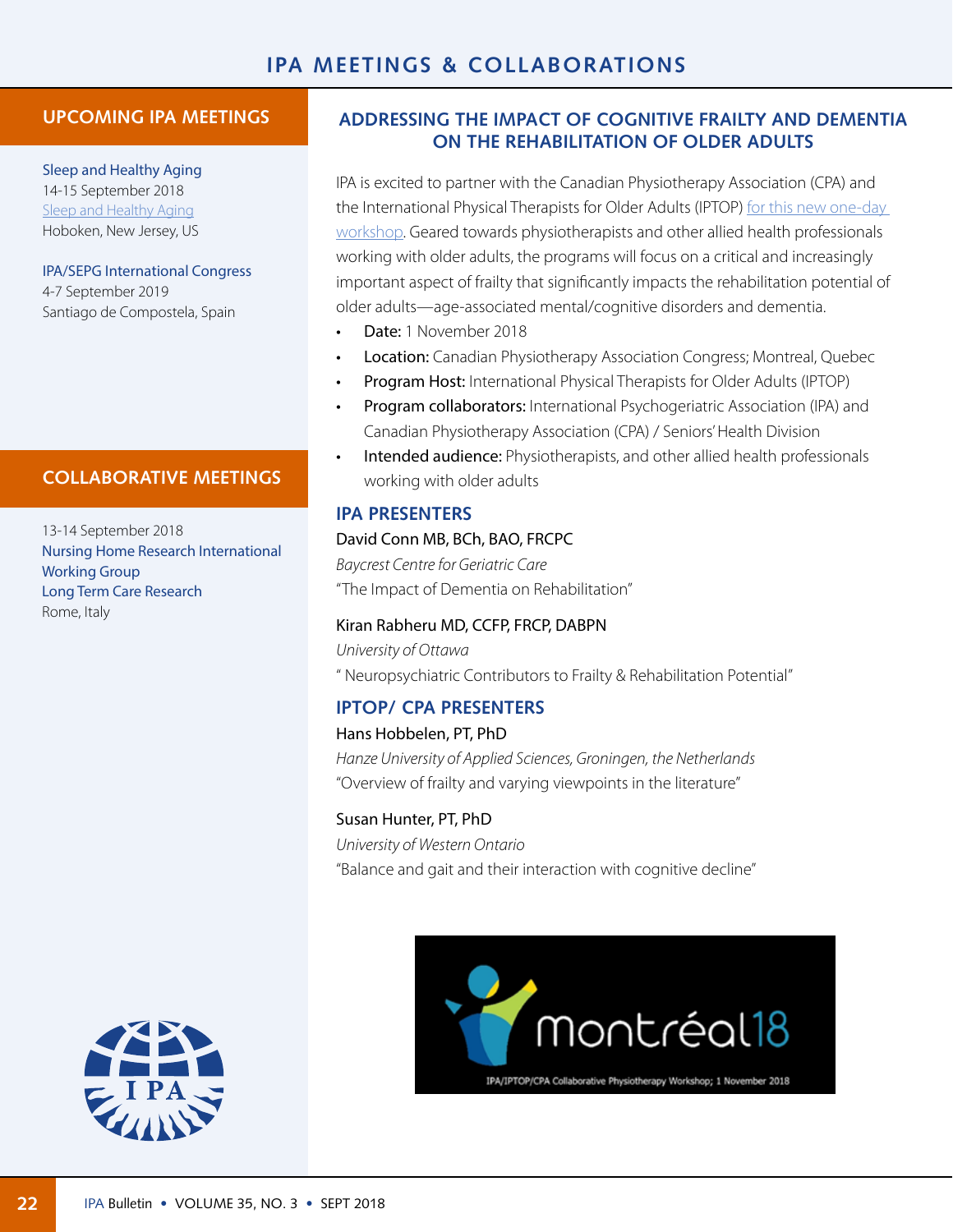# IPA MEETINGS & COLLABORATIONS

## UPCOMING IPA MEETINGS

Sleep and Healthy Aging
14-15 September 2018
Sleep and Healthy Aging
Hoboken, New Jersey, US

IPA/SEPG International Congress
4-7 September 2019
Santiago de Compostela, Spain

## COLLABORATIVE MEETINGS

13-14 September 2018
Nursing Home Research International Working Group
Long Term Care Research
Rome, Italy

## ADDRESSING THE IMPACT OF COGNITIVE FRAILTY AND DEMENTIA ON THE REHABILITATION OF OLDER ADULTS

IPA is excited to partner with the Canadian Physiotherapy Association (CPA) and the International Physical Therapists for Older Adults (IPTOP) for this new one-day workshop. Geared towards physiotherapists and other allied health professionals working with older adults, the programs will focus on a critical and increasingly important aspect of frailty that significantly impacts the rehabilitation potential of older adults—age-associated mental/cognitive disorders and dementia.

- **Date:** 1 November 2018
- **Location:** Canadian Physiotherapy Association Congress; Montreal, Quebec
- **Program Host:** International Physical Therapists for Older Adults (IPTOP)
- **Program collaborators:** International Psychogeriatric Association (IPA) and Canadian Physiotherapy Association (CPA) / Seniors' Health Division
- **Intended audience:** Physiotherapists, and other allied health professionals working with older adults

### IPA PRESENTERS

David Conn MB, BCh, BAO, FRCPC
*Baycrest Centre for Geriatric Care*
"The Impact of Dementia on Rehabilitation"

Kiran Rabheru MD, CCFP, FRCP, DABPN
*University of Ottawa*
" Neuropsychiatric Contributors to Frailty & Rehabilitation Potential"

### IPTOP/ CPA PRESENTERS

Hans Hobbelen, PT, PhD
*Hanze University of Applied Sciences, Groningen, the Netherlands*
"Overview of frailty and varying viewpoints in the literature"

Susan Hunter, PT, PhD
*University of Western Ontario*
"Balance and gait and their interaction with cognitive decline"

montréal18
IPA/IPTOP/CPA Collaborative Physiotherapy Workshop; 1 November 2018